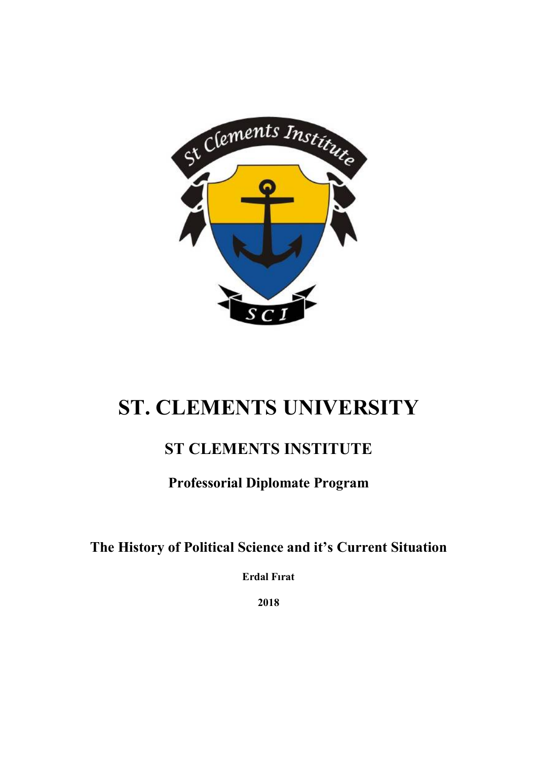# ST. CLEMENTS UNIVERSITY

## ST CLEMENTS INSTITUTE

### Professorial Diplomate Program

**The History of Political Science and it's Current Situation**

**Erdal Fırat**

**2018**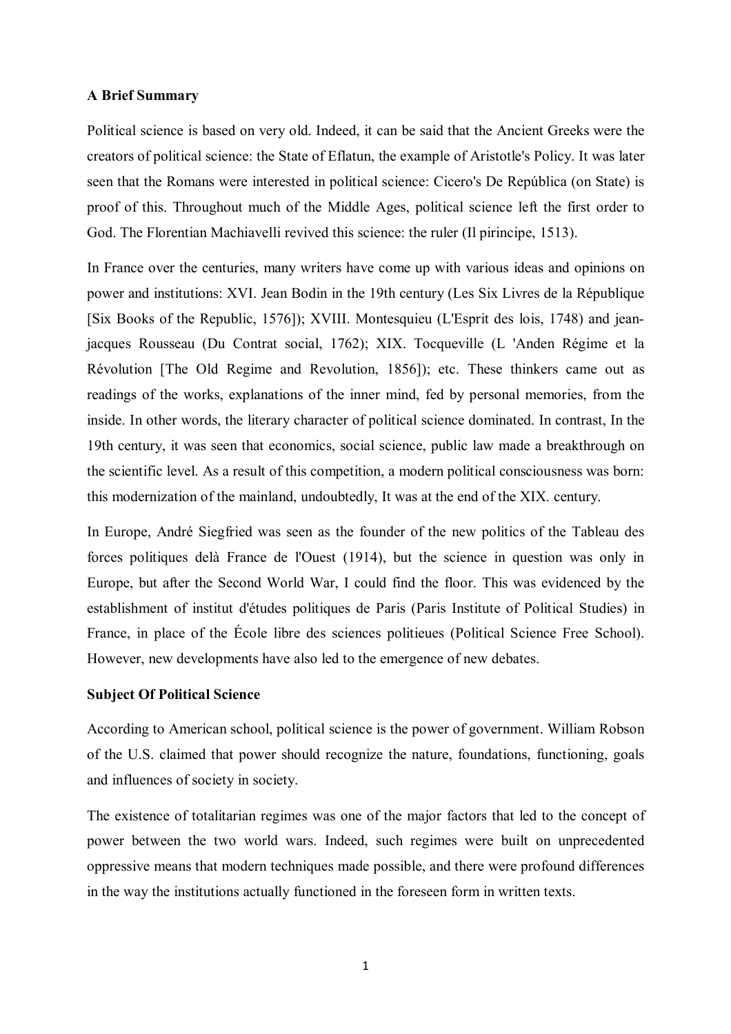**A Brief Summary**

Political science is based on very old. Indeed, it can be said that the Ancient Greeks were the creators of political science: the State of Eflatun, the example of Aristotle's Policy. It was later seen that the Romans were interested in political science: Cicero's De República (on State) is proof of this. Throughout much of the Middle Ages, political science left the first order to God. The Florentian Machiavelli revived this science: the ruler (Il pirincipe, 1513).

In France over the centuries, many writers have come up with various ideas and opinions on power and institutions: XVI. Jean Bodin in the 19th century (Les Six Livres de la République [Six Books of the Republic, 1576]); XVIII. Montesquieu (L'Esprit des lois, 1748) and jean-jacques Rousseau (Du Contrat social, 1762); XIX. Tocqueville (L 'Anden Régime et la Révolution [The Old Regime and Revolution, 1856]); etc. These thinkers came out as readings of the works, explanations of the inner mind, fed by personal memories, from the inside. In other words, the literary character of political science dominated. In contrast, In the 19th century, it was seen that economics, social science, public law made a breakthrough on the scientific level. As a result of this competition, a modern political consciousness was born: this modernization of the mainland, undoubtedly, It was at the end of the XIX. century.

In Europe, André Siegfried was seen as the founder of the new politics of the Tableau des forces politiques delà France de l'Ouest (1914), but the science in question was only in Europe, but after the Second World War, I could find the floor. This was evidenced by the establishment of institut d'études politiques de Paris (Paris Institute of Political Studies) in France, in place of the École libre des sciences politieues (Political Science Free School). However, new developments have also led to the emergence of new debates.

**Subject Of Political Science**

According to American school, political science is the power of government. William Robson of the U.S. claimed that power should recognize the nature, foundations, functioning, goals and influences of society in society.

The existence of totalitarian regimes was one of the major factors that led to the concept of power between the two world wars. Indeed, such regimes were built on unprecedented oppressive means that modern techniques made possible, and there were profound differences in the way the institutions actually functioned in the foreseen form in written texts.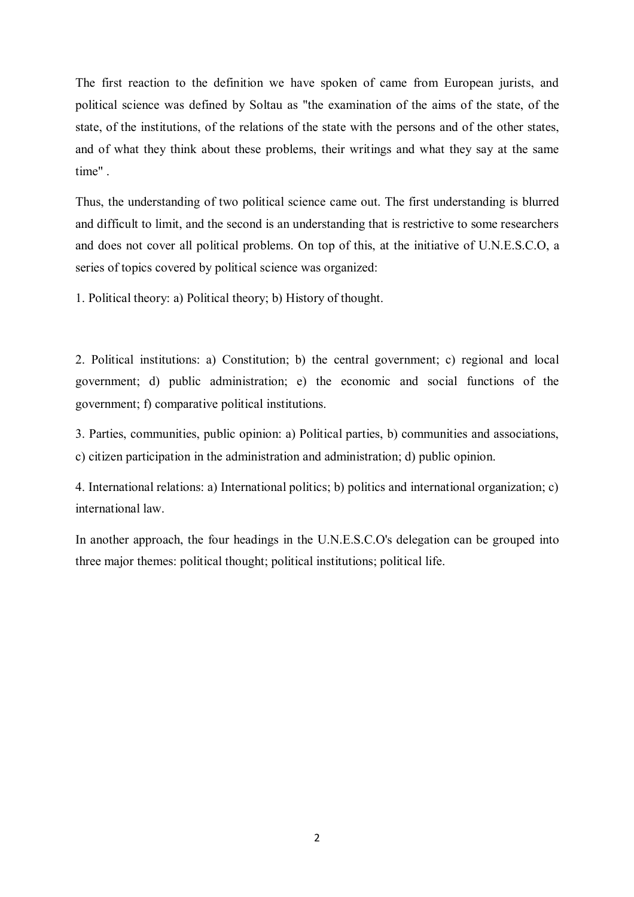The first reaction to the definition we have spoken of came from European jurists, and political science was defined by Soltau as "the examination of the aims of the state, of the state, of the institutions, of the relations of the state with the persons and of the other states, and of what they think about these problems, their writings and what they say at the same time" .

Thus, the understanding of two political science came out. The first understanding is blurred and difficult to limit, and the second is an understanding that is restrictive to some researchers and does not cover all political problems. On top of this, at the initiative of U.N.E.S.C.O, a series of topics covered by political science was organized:

1. Political theory: a) Political theory; b) History of thought.

2. Political institutions: a) Constitution; b) the central government; c) regional and local government; d) public administration; e) the economic and social functions of the government; f) comparative political institutions.

3. Parties, communities, public opinion: a) Political parties, b) communities and associations, c) citizen participation in the administration and administration; d) public opinion.

4. International relations: a) International politics; b) politics and international organization; c) international law.

In another approach, the four headings in the U.N.E.S.C.O's delegation can be grouped into three major themes: political thought; political institutions; political life.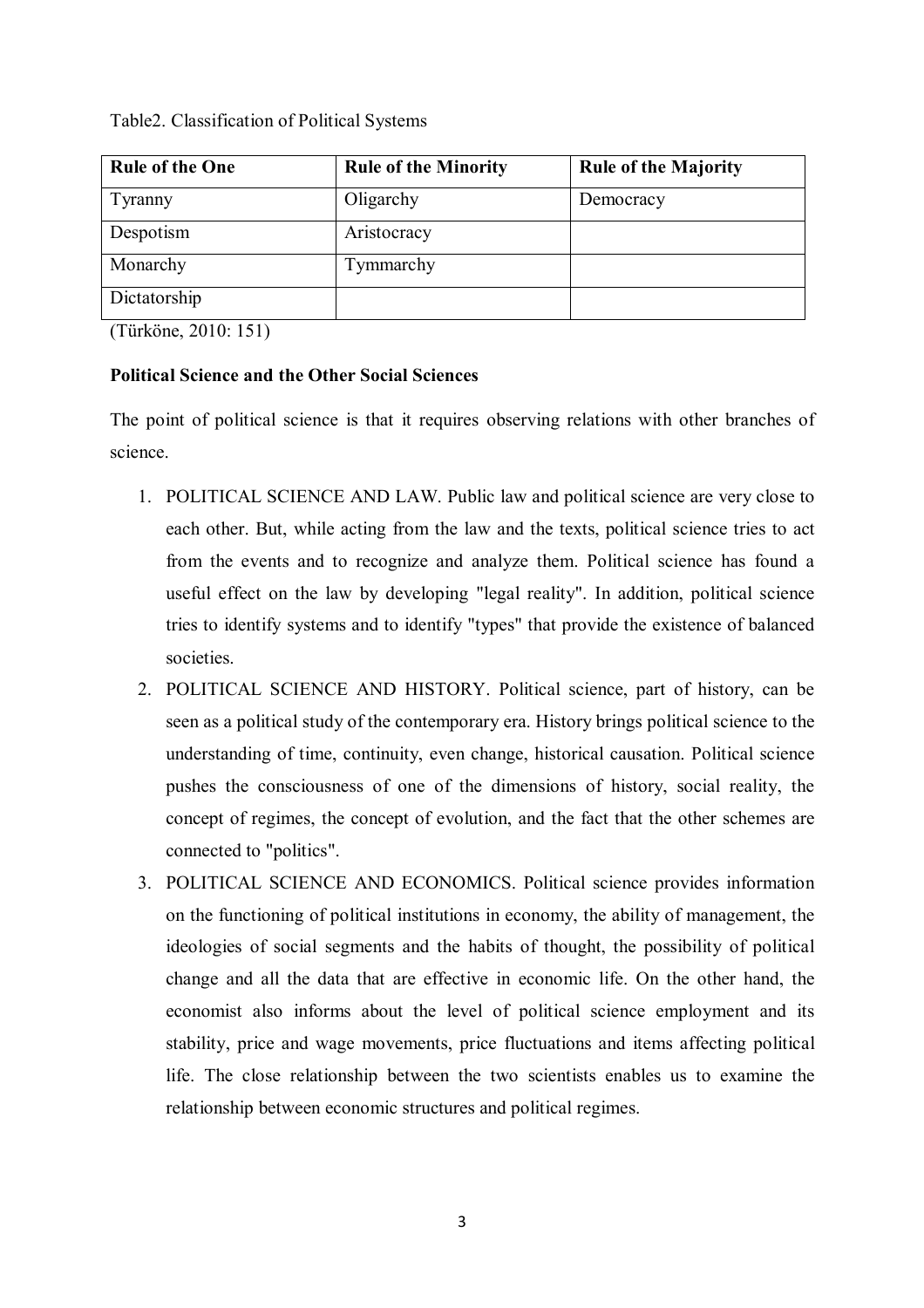Table2. Classification of Political Systems

| Rule of the One | Rule of the Minority | Rule of the Majority |
|---|---|---|
| Tyranny | Oligarchy | Democracy |
| Despotism | Aristocracy | |
| Monarchy | Tymmarchy | |
| Dictatorship | | |

(Türköne, 2010: 151)

**Political Science and the Other Social Sciences**

The point of political science is that it requires observing relations with other branches of science.

1. POLITICAL SCIENCE AND LAW. Public law and political science are very close to each other. But, while acting from the law and the texts, political science tries to act from the events and to recognize and analyze them. Political science has found a useful effect on the law by developing "legal reality". In addition, political science tries to identify systems and to identify "types" that provide the existence of balanced societies.
2. POLITICAL SCIENCE AND HISTORY. Political science, part of history, can be seen as a political study of the contemporary era. History brings political science to the understanding of time, continuity, even change, historical causation. Political science pushes the consciousness of one of the dimensions of history, social reality, the concept of regimes, the concept of evolution, and the fact that the other schemes are connected to "politics".
3. POLITICAL SCIENCE AND ECONOMICS. Political science provides information on the functioning of political institutions in economy, the ability of management, the ideologies of social segments and the habits of thought, the possibility of political change and all the data that are effective in economic life. On the other hand, the economist also informs about the level of political science employment and its stability, price and wage movements, price fluctuations and items affecting political life. The close relationship between the two scientists enables us to examine the relationship between economic structures and political regimes.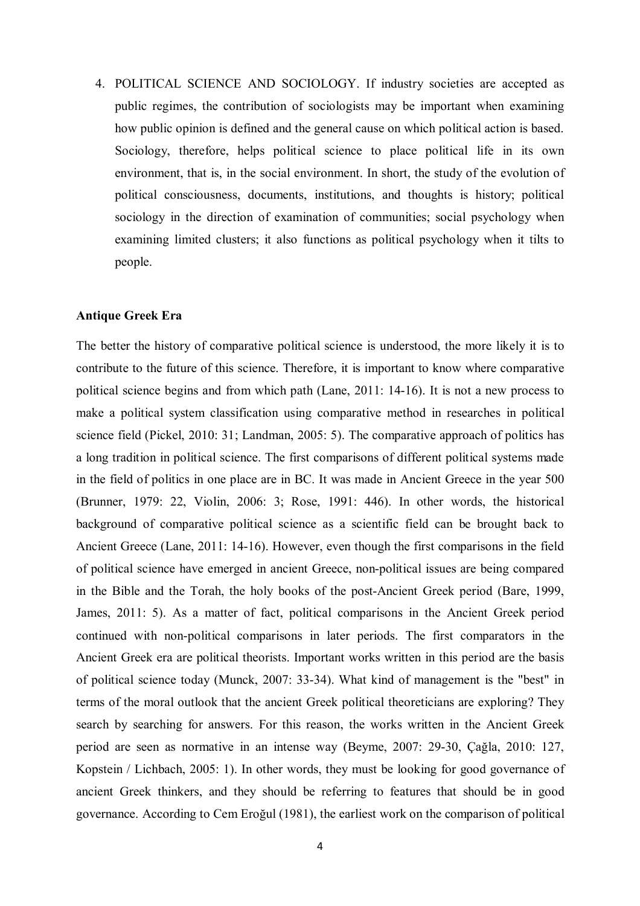4. POLITICAL SCIENCE AND SOCIOLOGY. If industry societies are accepted as public regimes, the contribution of sociologists may be important when examining how public opinion is defined and the general cause on which political action is based. Sociology, therefore, helps political science to place political life in its own environment, that is, in the social environment. In short, the study of the evolution of political consciousness, documents, institutions, and thoughts is history; political sociology in the direction of examination of communities; social psychology when examining limited clusters; it also functions as political psychology when it tilts to people.

**Antique Greek Era**

The better the history of comparative political science is understood, the more likely it is to contribute to the future of this science. Therefore, it is important to know where comparative political science begins and from which path (Lane, 2011: 14-16). It is not a new process to make a political system classification using comparative method in researches in political science field (Pickel, 2010: 31; Landman, 2005: 5). The comparative approach of politics has a long tradition in political science. The first comparisons of different political systems made in the field of politics in one place are in BC. It was made in Ancient Greece in the year 500 (Brunner, 1979: 22, Violin, 2006: 3; Rose, 1991: 446). In other words, the historical background of comparative political science as a scientific field can be brought back to Ancient Greece (Lane, 2011: 14-16). However, even though the first comparisons in the field of political science have emerged in ancient Greece, non-political issues are being compared in the Bible and the Torah, the holy books of the post-Ancient Greek period (Bare, 1999, James, 2011: 5). As a matter of fact, political comparisons in the Ancient Greek period continued with non-political comparisons in later periods. The first comparators in the Ancient Greek era are political theorists. Important works written in this period are the basis of political science today (Munck, 2007: 33-34). What kind of management is the "best" in terms of the moral outlook that the ancient Greek political theoreticians are exploring? They search by searching for answers. For this reason, the works written in the Ancient Greek period are seen as normative in an intense way (Beyme, 2007: 29-30, Çağla, 2010: 127, Kopstein / Lichbach, 2005: 1). In other words, they must be looking for good governance of ancient Greek thinkers, and they should be referring to features that should be in good governance. According to Cem Eroğul (1981), the earliest work on the comparison of political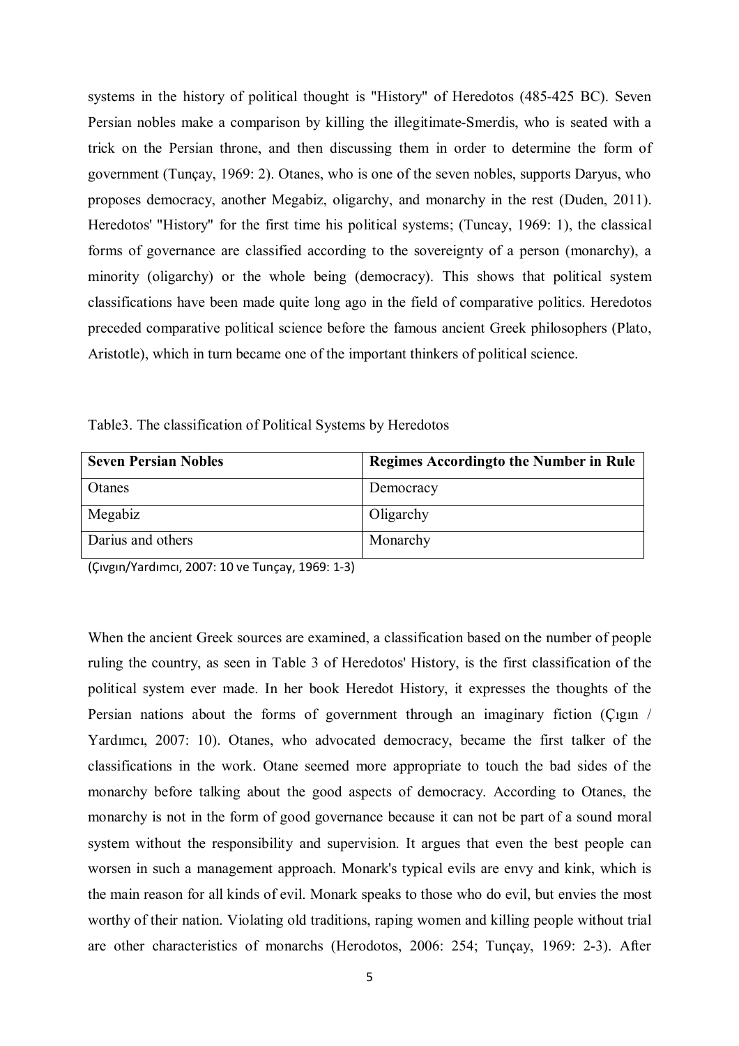systems in the history of political thought is "History" of Heredotos (485-425 BC). Seven Persian nobles make a comparison by killing the illegitimate-Smerdis, who is seated with a trick on the Persian throne, and then discussing them in order to determine the form of government (Tunçay, 1969: 2). Otanes, who is one of the seven nobles, supports Daryus, who proposes democracy, another Megabiz, oligarchy, and monarchy in the rest (Duden, 2011). Heredotos' "History" for the first time his political systems; (Tuncay, 1969: 1), the classical forms of governance are classified according to the sovereignty of a person (monarchy), a minority (oligarchy) or the whole being (democracy). This shows that political system classifications have been made quite long ago in the field of comparative politics. Heredotos preceded comparative political science before the famous ancient Greek philosophers (Plato, Aristotle), which in turn became one of the important thinkers of political science.

Table3. The classification of Political Systems by Heredotos

| **Seven Persian Nobles** | **Regimes Accordingto the Number in Rule** |
| --- | --- |
| Otanes | Democracy |
| Megabiz | Oligarchy |
| Darius and others | Monarchy |

(Çıvgın/Yardımcı, 2007: 10 ve Tunçay, 1969: 1-3)

When the ancient Greek sources are examined, a classification based on the number of people ruling the country, as seen in Table 3 of Heredotos' History, is the first classification of the political system ever made. In her book Heredot History, it expresses the thoughts of the Persian nations about the forms of government through an imaginary fiction (Çıgın / Yardımcı, 2007: 10). Otanes, who advocated democracy, became the first talker of the classifications in the work. Otane seemed more appropriate to touch the bad sides of the monarchy before talking about the good aspects of democracy. According to Otanes, the monarchy is not in the form of good governance because it can not be part of a sound moral system without the responsibility and supervision. It argues that even the best people can worsen in such a management approach. Monark's typical evils are envy and kink, which is the main reason for all kinds of evil. Monark speaks to those who do evil, but envies the most worthy of their nation. Violating old traditions, raping women and killing people without trial are other characteristics of monarchs (Herodotos, 2006: 254; Tunçay, 1969: 2-3). After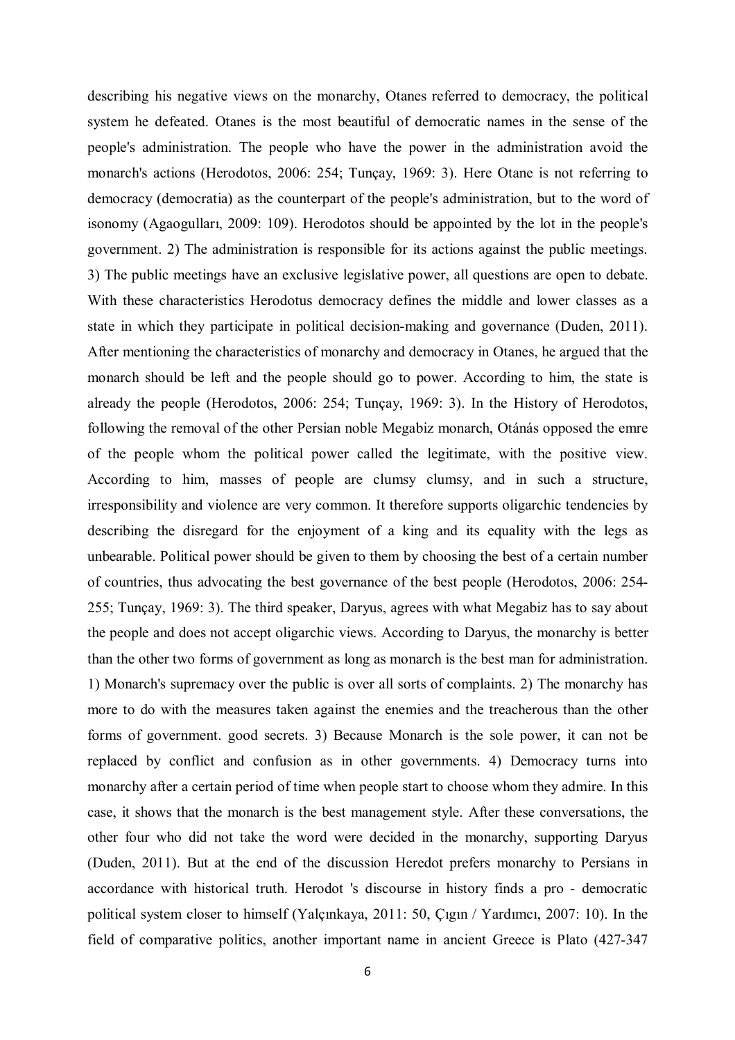describing his negative views on the monarchy, Otanes referred to democracy, the political system he defeated. Otanes is the most beautiful of democratic names in the sense of the people's administration. The people who have the power in the administration avoid the monarch's actions (Herodotos, 2006: 254; Tunçay, 1969: 3). Here Otane is not referring to democracy (democratia) as the counterpart of the people's administration, but to the word of isonomy (Agaogulları, 2009: 109). Herodotos should be appointed by the lot in the people's government. 2) The administration is responsible for its actions against the public meetings. 3) The public meetings have an exclusive legislative power, all questions are open to debate. With these characteristics Herodotus democracy defines the middle and lower classes as a state in which they participate in political decision-making and governance (Duden, 2011). After mentioning the characteristics of monarchy and democracy in Otanes, he argued that the monarch should be left and the people should go to power. According to him, the state is already the people (Herodotos, 2006: 254; Tunçay, 1969: 3). In the History of Herodotos, following the removal of the other Persian noble Megabiz monarch, Otánás opposed the emre of the people whom the political power called the legitimate, with the positive view. According to him, masses of people are clumsy clumsy, and in such a structure, irresponsibility and violence are very common. It therefore supports oligarchic tendencies by describing the disregard for the enjoyment of a king and its equality with the legs as unbearable. Political power should be given to them by choosing the best of a certain number of countries, thus advocating the best governance of the best people (Herodotos, 2006: 254-255; Tunçay, 1969: 3). The third speaker, Daryus, agrees with what Megabiz has to say about the people and does not accept oligarchic views. According to Daryus, the monarchy is better than the other two forms of government as long as monarch is the best man for administration. 1) Monarch's supremacy over the public is over all sorts of complaints. 2) The monarchy has more to do with the measures taken against the enemies and the treacherous than the other forms of government. good secrets. 3) Because Monarch is the sole power, it can not be replaced by conflict and confusion as in other governments. 4) Democracy turns into monarchy after a certain period of time when people start to choose whom they admire. In this case, it shows that the monarch is the best management style. After these conversations, the other four who did not take the word were decided in the monarchy, supporting Daryus (Duden, 2011). But at the end of the discussion Heredot prefers monarchy to Persians in accordance with historical truth. Herodot 's discourse in history finds a pro - democratic political system closer to himself (Yalçınkaya, 2011: 50, Çıgın / Yardımcı, 2007: 10). In the field of comparative politics, another important name in ancient Greece is Plato (427-347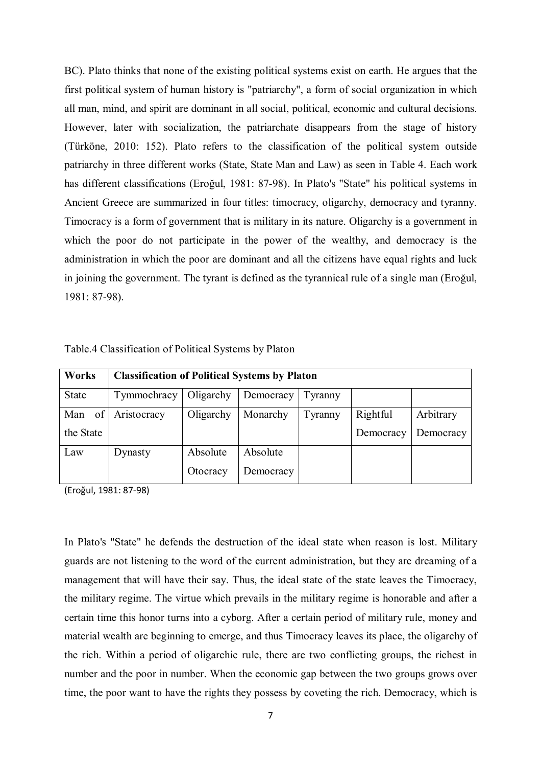BC). Plato thinks that none of the existing political systems exist on earth. He argues that the first political system of human history is "patriarchy", a form of social organization in which all man, mind, and spirit are dominant in all social, political, economic and cultural decisions. However, later with socialization, the patriarchate disappears from the stage of history (Türköne, 2010: 152). Plato refers to the classification of the political system outside patriarchy in three different works (State, State Man and Law) as seen in Table 4. Each work has different classifications (Eroğul, 1981: 87-98). In Plato's "State" his political systems in Ancient Greece are summarized in four titles: timocracy, oligarchy, democracy and tyranny. Timocracy is a form of government that is military in its nature. Oligarchy is a government in which the poor do not participate in the power of the wealthy, and democracy is the administration in which the poor are dominant and all the citizens have equal rights and luck in joining the government. The tyrant is defined as the tyrannical rule of a single man (Eroğul, 1981: 87-98).

Table.4 Classification of Political Systems by Platon

| Works | Classification of Political Systems by Platon | | | | | |
|---|---|---|---|---|---|---|
| State | Tymmochracy | Oligarchy | Democracy | Tyranny | | |
| Man of the State | Aristocracy | Oligarchy | Monarchy | Tyranny | Rightful Democracy | Arbitrary Democracy |
| Law | Dynasty | Absolute Otocracy | Absolute Democracy | | | |

(Eroğul, 1981: 87-98)

In Plato's "State" he defends the destruction of the ideal state when reason is lost. Military guards are not listening to the word of the current administration, but they are dreaming of a management that will have their say. Thus, the ideal state of the state leaves the Timocracy, the military regime. The virtue which prevails in the military regime is honorable and after a certain time this honor turns into a cyborg. After a certain period of military rule, money and material wealth are beginning to emerge, and thus Timocracy leaves its place, the oligarchy of the rich. Within a period of oligarchic rule, there are two conflicting groups, the richest in number and the poor in number. When the economic gap between the two groups grows over time, the poor want to have the rights they possess by coveting the rich. Democracy, which is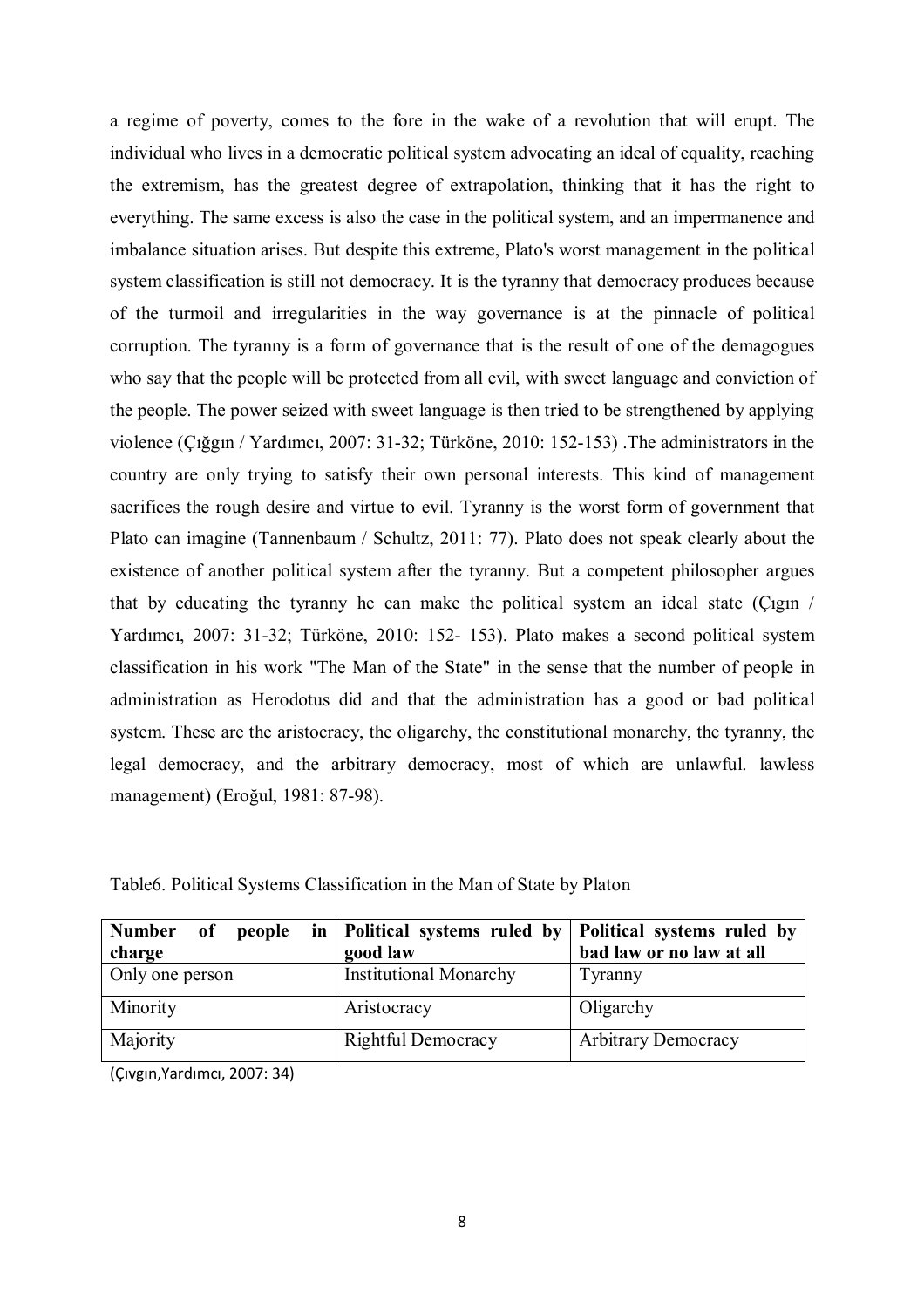a regime of poverty, comes to the fore in the wake of a revolution that will erupt. The individual who lives in a democratic political system advocating an ideal of equality, reaching the extremism, has the greatest degree of extrapolation, thinking that it has the right to everything. The same excess is also the case in the political system, and an impermanence and imbalance situation arises. But despite this extreme, Plato's worst management in the political system classification is still not democracy. It is the tyranny that democracy produces because of the turmoil and irregularities in the way governance is at the pinnacle of political corruption. The tyranny is a form of governance that is the result of one of the demagogues who say that the people will be protected from all evil, with sweet language and conviction of the people. The power seized with sweet language is then tried to be strengthened by applying violence (Çığğın / Yardımcı, 2007: 31-32; Türköne, 2010: 152-153) .The administrators in the country are only trying to satisfy their own personal interests. This kind of management sacrifices the rough desire and virtue to evil. Tyranny is the worst form of government that Plato can imagine (Tannenbaum / Schultz, 2011: 77). Plato does not speak clearly about the existence of another political system after the tyranny. But a competent philosopher argues that by educating the tyranny he can make the political system an ideal state (Çıgın / Yardımcı, 2007: 31-32; Türköne, 2010: 152- 153). Plato makes a second political system classification in his work "The Man of the State" in the sense that the number of people in administration as Herodotus did and that the administration has a good or bad political system. These are the aristocracy, the oligarchy, the constitutional monarchy, the tyranny, the legal democracy, and the arbitrary democracy, most of which are unlawful. lawless management) (Eroğul, 1981: 87-98).

Table6. Political Systems Classification in the Man of State by Platon

| Number of people in charge | Political systems ruled by good law | Political systems ruled by bad law or no law at all |
|---|---|---|
| Only one person | Institutional Monarchy | Tyranny |
| Minority | Aristocracy | Oligarchy |
| Majority | Rightful Democracy | Arbitrary Democracy |

(Çıvgın,Yardımcı, 2007: 34)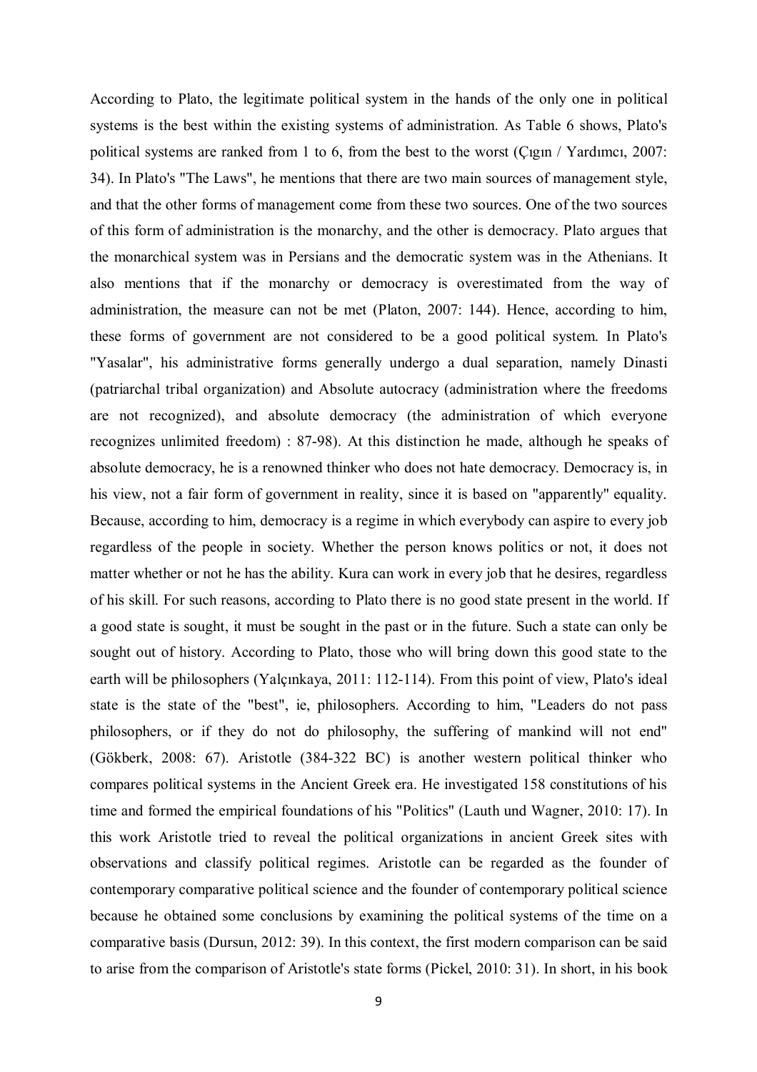According to Plato, the legitimate political system in the hands of the only one in political systems is the best within the existing systems of administration. As Table 6 shows, Plato's political systems are ranked from 1 to 6, from the best to the worst (Çıgın / Yardımcı, 2007: 34). In Plato's "The Laws", he mentions that there are two main sources of management style, and that the other forms of management come from these two sources. One of the two sources of this form of administration is the monarchy, and the other is democracy. Plato argues that the monarchical system was in Persians and the democratic system was in the Athenians. It also mentions that if the monarchy or democracy is overestimated from the way of administration, the measure can not be met (Platon, 2007: 144). Hence, according to him, these forms of government are not considered to be a good political system. In Plato's "Yasalar", his administrative forms generally undergo a dual separation, namely Dinasti (patriarchal tribal organization) and Absolute autocracy (administration where the freedoms are not recognized), and absolute democracy (the administration of which everyone recognizes unlimited freedom) : 87-98). At this distinction he made, although he speaks of absolute democracy, he is a renowned thinker who does not hate democracy. Democracy is, in his view, not a fair form of government in reality, since it is based on "apparently" equality. Because, according to him, democracy is a regime in which everybody can aspire to every job regardless of the people in society. Whether the person knows politics or not, it does not matter whether or not he has the ability. Kura can work in every job that he desires, regardless of his skill. For such reasons, according to Plato there is no good state present in the world. If a good state is sought, it must be sought in the past or in the future. Such a state can only be sought out of history. According to Plato, those who will bring down this good state to the earth will be philosophers (Yalçınkaya, 2011: 112-114). From this point of view, Plato's ideal state is the state of the "best", ie, philosophers. According to him, "Leaders do not pass philosophers, or if they do not do philosophy, the suffering of mankind will not end" (Gökberk, 2008: 67). Aristotle (384-322 BC) is another western political thinker who compares political systems in the Ancient Greek era. He investigated 158 constitutions of his time and formed the empirical foundations of his "Politics" (Lauth und Wagner, 2010: 17). In this work Aristotle tried to reveal the political organizations in ancient Greek sites with observations and classify political regimes. Aristotle can be regarded as the founder of contemporary comparative political science and the founder of contemporary political science because he obtained some conclusions by examining the political systems of the time on a comparative basis (Dursun, 2012: 39). In this context, the first modern comparison can be said to arise from the comparison of Aristotle's state forms (Pickel, 2010: 31). In short, in his book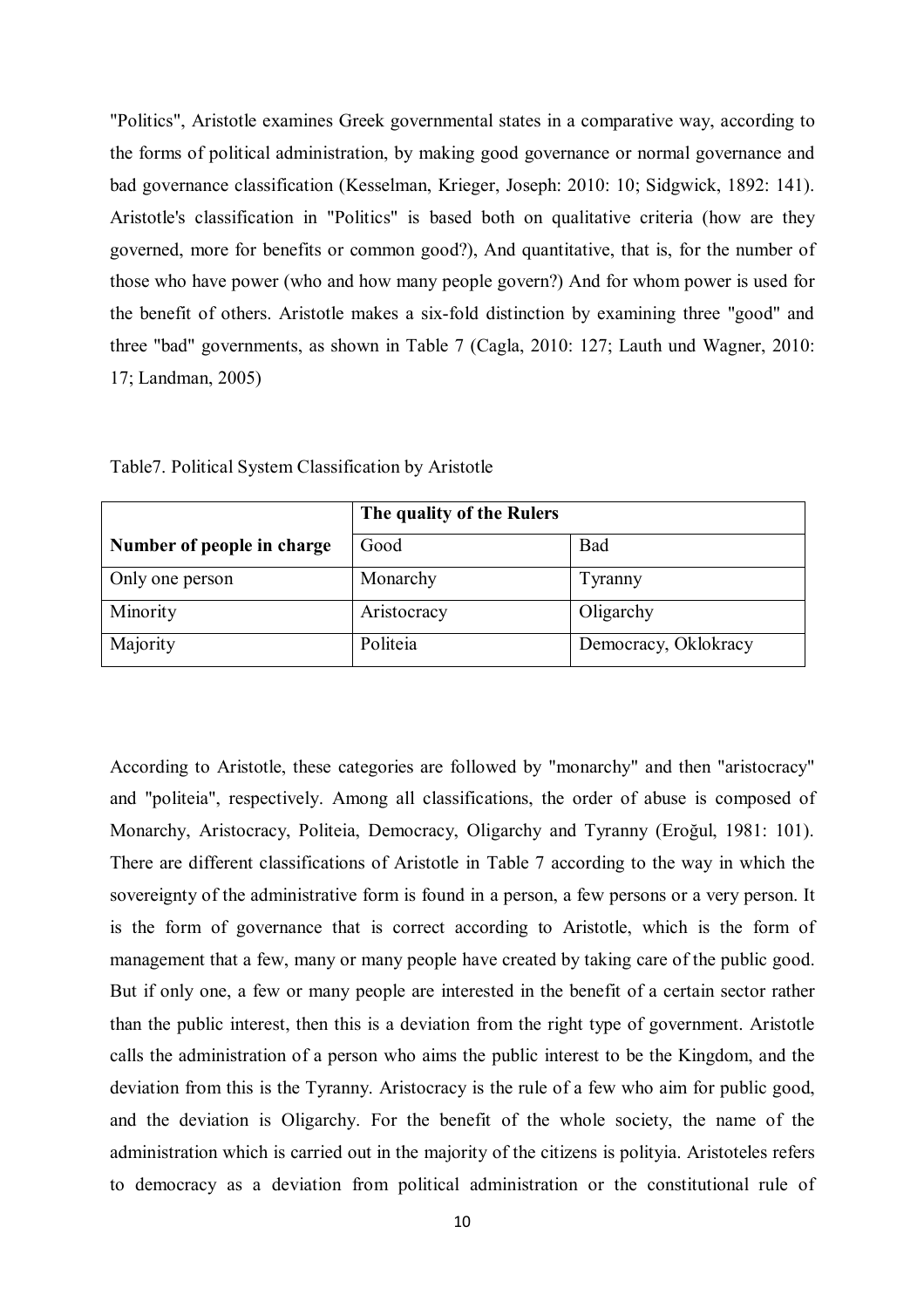"Politics", Aristotle examines Greek governmental states in a comparative way, according to the forms of political administration, by making good governance or normal governance and bad governance classification (Kesselman, Krieger, Joseph: 2010: 10; Sidgwick, 1892: 141). Aristotle's classification in "Politics" is based both on qualitative criteria (how are they governed, more for benefits or common good?), And quantitative, that is, for the number of those who have power (who and how many people govern?) And for whom power is used for the benefit of others. Aristotle makes a six-fold distinction by examining three "good" and three "bad" governments, as shown in Table 7 (Cagla, 2010: 127; Lauth und Wagner, 2010: 17; Landman, 2005)

Table7. Political System Classification by Aristotle

| | **The quality of the Rulers** | |
|---|---|---|
| **Number of people in charge** | Good | Bad |
| Only one person | Monarchy | Tyranny |
| Minority | Aristocracy | Oligarchy |
| Majority | Politeia | Democracy, Oklokracy |

According to Aristotle, these categories are followed by "monarchy" and then "aristocracy" and "politeia", respectively. Among all classifications, the order of abuse is composed of Monarchy, Aristocracy, Politeia, Democracy, Oligarchy and Tyranny (Eroğul, 1981: 101). There are different classifications of Aristotle in Table 7 according to the way in which the sovereignty of the administrative form is found in a person, a few persons or a very person. It is the form of governance that is correct according to Aristotle, which is the form of management that a few, many or many people have created by taking care of the public good. But if only one, a few or many people are interested in the benefit of a certain sector rather than the public interest, then this is a deviation from the right type of government. Aristotle calls the administration of a person who aims the public interest to be the Kingdom, and the deviation from this is the Tyranny. Aristocracy is the rule of a few who aim for public good, and the deviation is Oligarchy. For the benefit of the whole society, the name of the administration which is carried out in the majority of the citizens is polityia. Aristoteles refers to democracy as a deviation from political administration or the constitutional rule of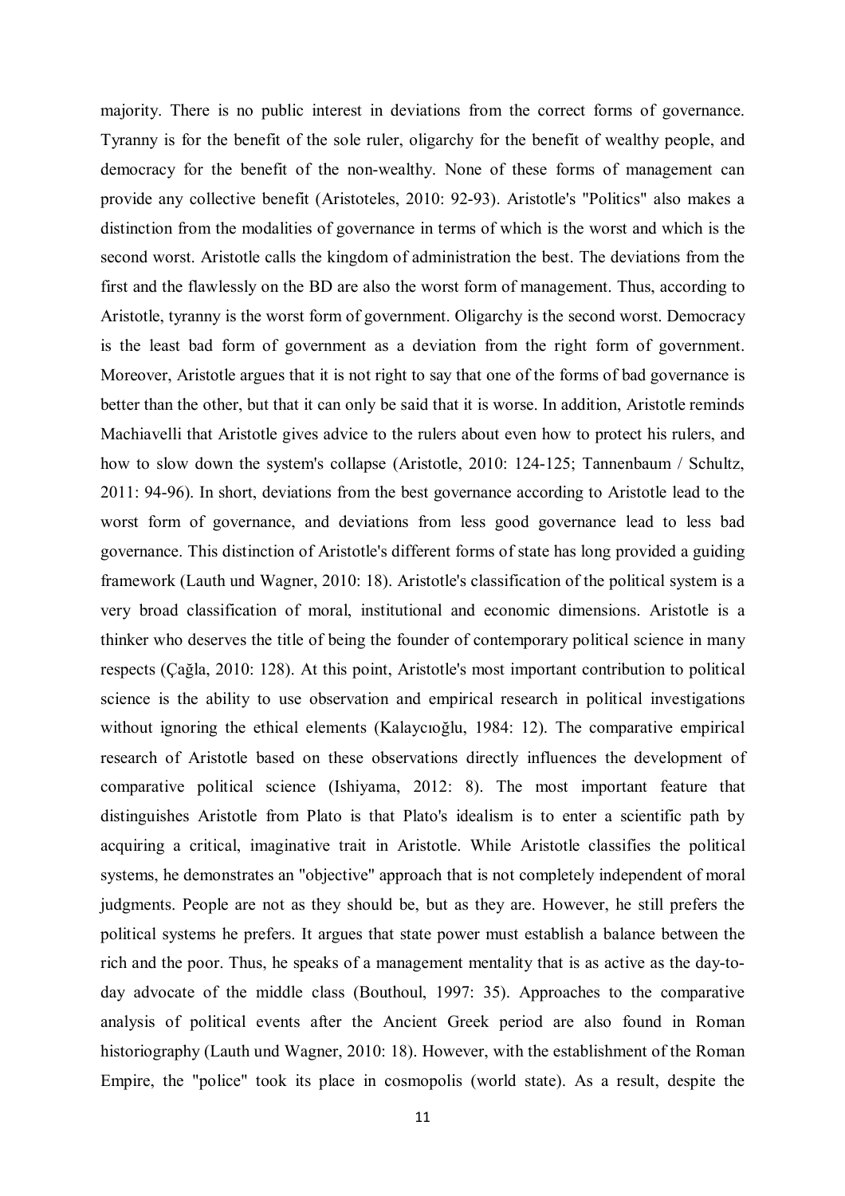majority. There is no public interest in deviations from the correct forms of governance. Tyranny is for the benefit of the sole ruler, oligarchy for the benefit of wealthy people, and democracy for the benefit of the non-wealthy. None of these forms of management can provide any collective benefit (Aristoteles, 2010: 92-93). Aristotle's "Politics" also makes a distinction from the modalities of governance in terms of which is the worst and which is the second worst. Aristotle calls the kingdom of administration the best. The deviations from the first and the flawlessly on the BD are also the worst form of management. Thus, according to Aristotle, tyranny is the worst form of government. Oligarchy is the second worst. Democracy is the least bad form of government as a deviation from the right form of government. Moreover, Aristotle argues that it is not right to say that one of the forms of bad governance is better than the other, but that it can only be said that it is worse. In addition, Aristotle reminds Machiavelli that Aristotle gives advice to the rulers about even how to protect his rulers, and how to slow down the system's collapse (Aristotle, 2010: 124-125; Tannenbaum / Schultz, 2011: 94-96). In short, deviations from the best governance according to Aristotle lead to the worst form of governance, and deviations from less good governance lead to less bad governance. This distinction of Aristotle's different forms of state has long provided a guiding framework (Lauth und Wagner, 2010: 18). Aristotle's classification of the political system is a very broad classification of moral, institutional and economic dimensions. Aristotle is a thinker who deserves the title of being the founder of contemporary political science in many respects (Çağla, 2010: 128). At this point, Aristotle's most important contribution to political science is the ability to use observation and empirical research in political investigations without ignoring the ethical elements (Kalaycıoğlu, 1984: 12). The comparative empirical research of Aristotle based on these observations directly influences the development of comparative political science (Ishiyama, 2012: 8). The most important feature that distinguishes Aristotle from Plato is that Plato's idealism is to enter a scientific path by acquiring a critical, imaginative trait in Aristotle. While Aristotle classifies the political systems, he demonstrates an "objective" approach that is not completely independent of moral judgments. People are not as they should be, but as they are. However, he still prefers the political systems he prefers. It argues that state power must establish a balance between the rich and the poor. Thus, he speaks of a management mentality that is as active as the day-to-day advocate of the middle class (Bouthoul, 1997: 35). Approaches to the comparative analysis of political events after the Ancient Greek period are also found in Roman historiography (Lauth und Wagner, 2010: 18). However, with the establishment of the Roman Empire, the "police" took its place in cosmopolis (world state). As a result, despite the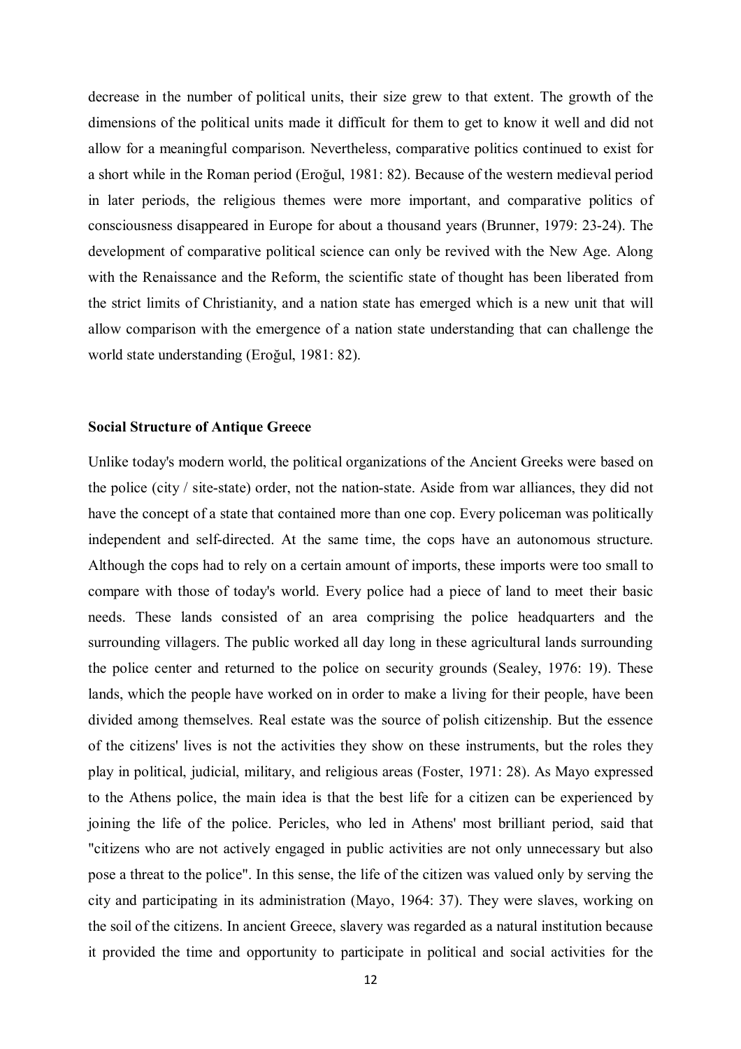decrease in the number of political units, their size grew to that extent. The growth of the dimensions of the political units made it difficult for them to get to know it well and did not allow for a meaningful comparison. Nevertheless, comparative politics continued to exist for a short while in the Roman period (Eroğul, 1981: 82). Because of the western medieval period in later periods, the religious themes were more important, and comparative politics of consciousness disappeared in Europe for about a thousand years (Brunner, 1979: 23-24). The development of comparative political science can only be revived with the New Age. Along with the Renaissance and the Reform, the scientific state of thought has been liberated from the strict limits of Christianity, and a nation state has emerged which is a new unit that will allow comparison with the emergence of a nation state understanding that can challenge the world state understanding (Eroğul, 1981: 82).

**Social Structure of Antique Greece**

Unlike today's modern world, the political organizations of the Ancient Greeks were based on the police (city / site-state) order, not the nation-state. Aside from war alliances, they did not have the concept of a state that contained more than one cop. Every policeman was politically independent and self-directed. At the same time, the cops have an autonomous structure. Although the cops had to rely on a certain amount of imports, these imports were too small to compare with those of today's world. Every police had a piece of land to meet their basic needs. These lands consisted of an area comprising the police headquarters and the surrounding villagers. The public worked all day long in these agricultural lands surrounding the police center and returned to the police on security grounds (Sealey, 1976: 19). These lands, which the people have worked on in order to make a living for their people, have been divided among themselves. Real estate was the source of polish citizenship. But the essence of the citizens' lives is not the activities they show on these instruments, but the roles they play in political, judicial, military, and religious areas (Foster, 1971: 28). As Mayo expressed to the Athens police, the main idea is that the best life for a citizen can be experienced by joining the life of the police. Pericles, who led in Athens' most brilliant period, said that "citizens who are not actively engaged in public activities are not only unnecessary but also pose a threat to the police". In this sense, the life of the citizen was valued only by serving the city and participating in its administration (Mayo, 1964: 37). They were slaves, working on the soil of the citizens. In ancient Greece, slavery was regarded as a natural institution because it provided the time and opportunity to participate in political and social activities for the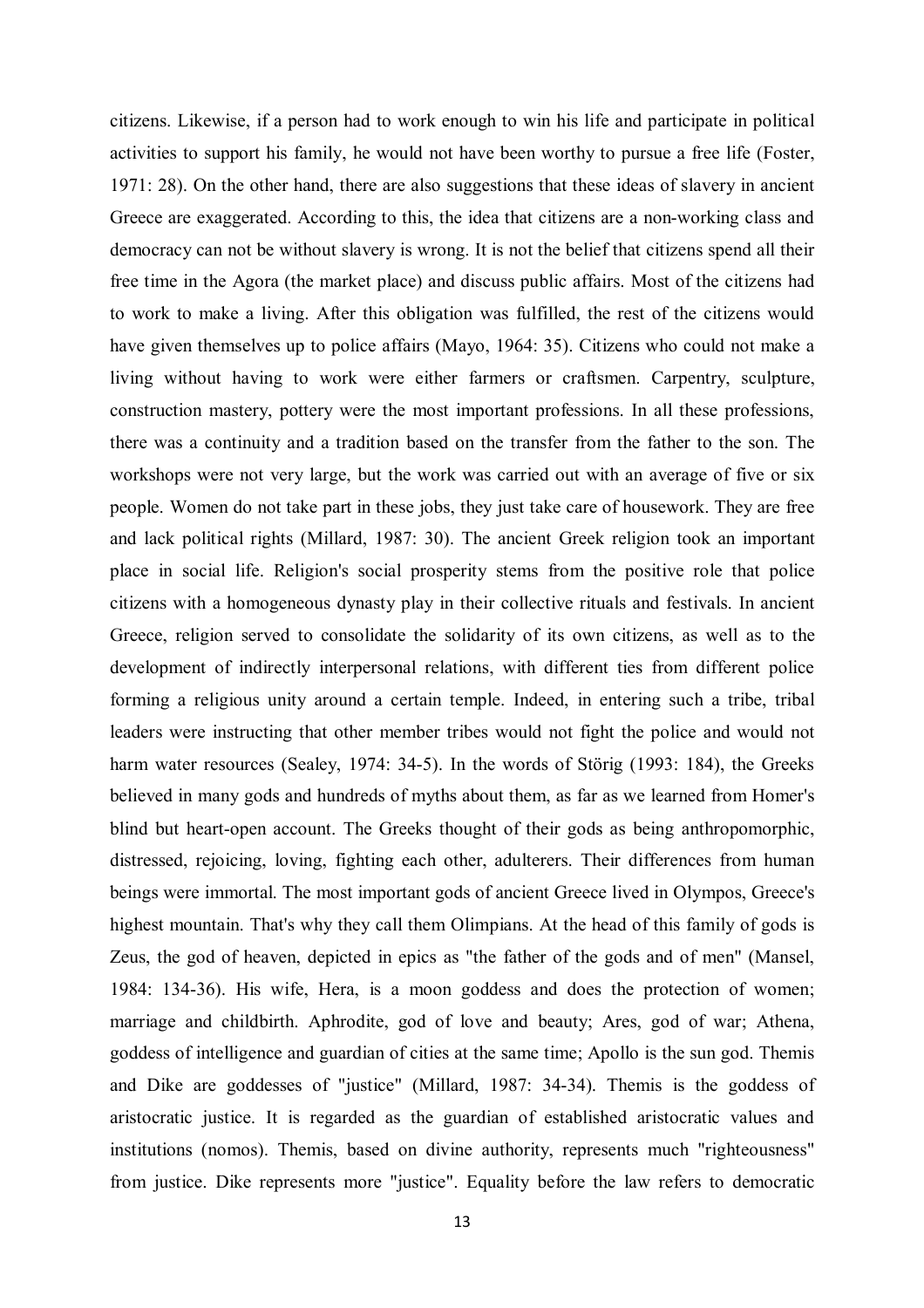citizens. Likewise, if a person had to work enough to win his life and participate in political activities to support his family, he would not have been worthy to pursue a free life (Foster, 1971: 28). On the other hand, there are also suggestions that these ideas of slavery in ancient Greece are exaggerated. According to this, the idea that citizens are a non-working class and democracy can not be without slavery is wrong. It is not the belief that citizens spend all their free time in the Agora (the market place) and discuss public affairs. Most of the citizens had to work to make a living. After this obligation was fulfilled, the rest of the citizens would have given themselves up to police affairs (Mayo, 1964: 35). Citizens who could not make a living without having to work were either farmers or craftsmen. Carpentry, sculpture, construction mastery, pottery were the most important professions. In all these professions, there was a continuity and a tradition based on the transfer from the father to the son. The workshops were not very large, but the work was carried out with an average of five or six people. Women do not take part in these jobs, they just take care of housework. They are free and lack political rights (Millard, 1987: 30). The ancient Greek religion took an important place in social life. Religion's social prosperity stems from the positive role that police citizens with a homogeneous dynasty play in their collective rituals and festivals. In ancient Greece, religion served to consolidate the solidarity of its own citizens, as well as to the development of indirectly interpersonal relations, with different ties from different police forming a religious unity around a certain temple. Indeed, in entering such a tribe, tribal leaders were instructing that other member tribes would not fight the police and would not harm water resources (Sealey, 1974: 34-5). In the words of Störig (1993: 184), the Greeks believed in many gods and hundreds of myths about them, as far as we learned from Homer's blind but heart-open account. The Greeks thought of their gods as being anthropomorphic, distressed, rejoicing, loving, fighting each other, adulterers. Their differences from human beings were immortal. The most important gods of ancient Greece lived in Olympos, Greece's highest mountain. That's why they call them Olimpians. At the head of this family of gods is Zeus, the god of heaven, depicted in epics as "the father of the gods and of men" (Mansel, 1984: 134-36). His wife, Hera, is a moon goddess and does the protection of women; marriage and childbirth. Aphrodite, god of love and beauty; Ares, god of war; Athena, goddess of intelligence and guardian of cities at the same time; Apollo is the sun god. Themis and Dike are goddesses of "justice" (Millard, 1987: 34-34). Themis is the goddess of aristocratic justice. It is regarded as the guardian of established aristocratic values and institutions (nomos). Themis, based on divine authority, represents much "righteousness" from justice. Dike represents more "justice". Equality before the law refers to democratic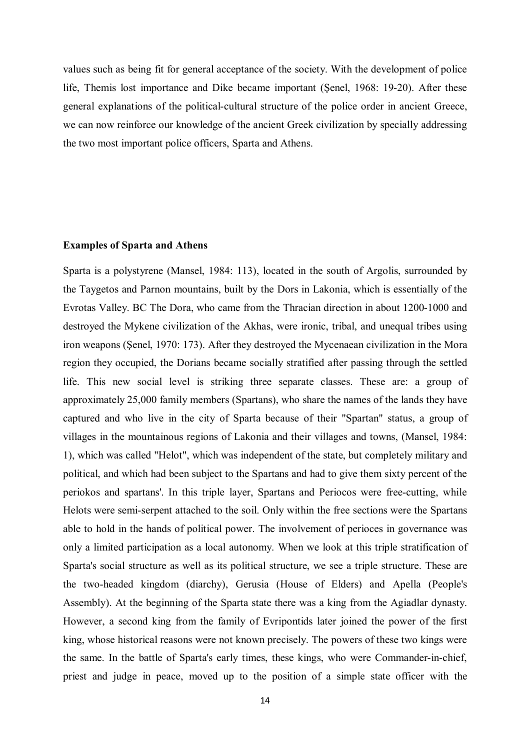values such as being fit for general acceptance of the society. With the development of police life, Themis lost importance and Dike became important (Şenel, 1968: 19-20). After these general explanations of the political-cultural structure of the police order in ancient Greece, we can now reinforce our knowledge of the ancient Greek civilization by specially addressing the two most important police officers, Sparta and Athens.

**Examples of Sparta and Athens**

Sparta is a polystyrene (Mansel, 1984: 113), located in the south of Argolis, surrounded by the Taygetos and Parnon mountains, built by the Dors in Lakonia, which is essentially of the Evrotas Valley. BC The Dora, who came from the Thracian direction in about 1200-1000 and destroyed the Mykene civilization of the Akhas, were ironic, tribal, and unequal tribes using iron weapons (Şenel, 1970: 173). After they destroyed the Mycenaean civilization in the Mora region they occupied, the Dorians became socially stratified after passing through the settled life. This new social level is striking three separate classes. These are: a group of approximately 25,000 family members (Spartans), who share the names of the lands they have captured and who live in the city of Sparta because of their "Spartan" status, a group of villages in the mountainous regions of Lakonia and their villages and towns, (Mansel, 1984: 1), which was called "Helot", which was independent of the state, but completely military and political, and which had been subject to the Spartans and had to give them sixty percent of the periokos and spartans'. In this triple layer, Spartans and Periocos were free-cutting, while Helots were semi-serpent attached to the soil. Only within the free sections were the Spartans able to hold in the hands of political power. The involvement of perioces in governance was only a limited participation as a local autonomy. When we look at this triple stratification of Sparta's social structure as well as its political structure, we see a triple structure. These are the two-headed kingdom (diarchy), Gerusia (House of Elders) and Apella (People's Assembly). At the beginning of the Sparta state there was a king from the Agiadlar dynasty. However, a second king from the family of Evripontids later joined the power of the first king, whose historical reasons were not known precisely. The powers of these two kings were the same. In the battle of Sparta's early times, these kings, who were Commander-in-chief, priest and judge in peace, moved up to the position of a simple state officer with the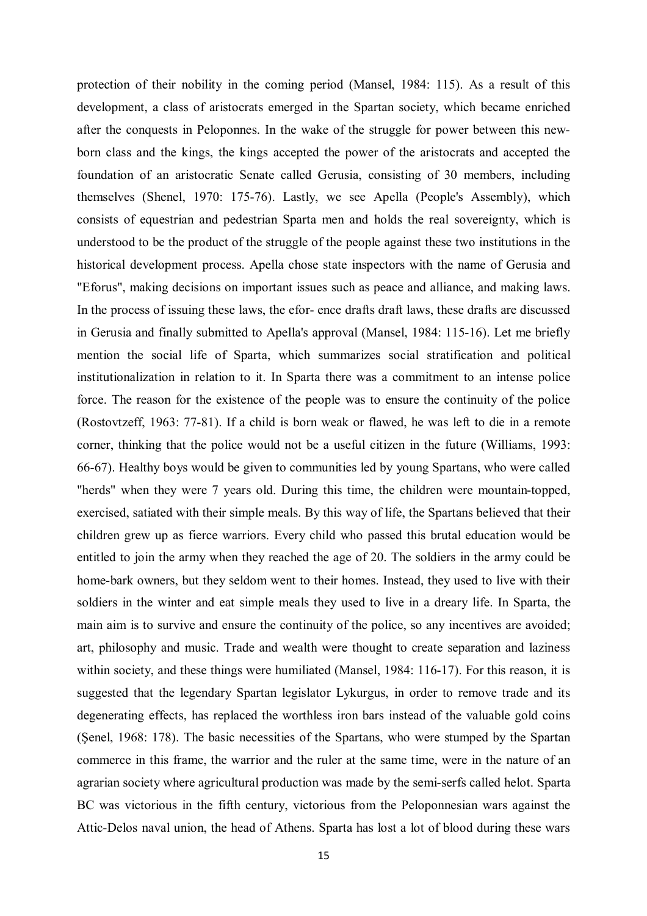protection of their nobility in the coming period (Mansel, 1984: 115). As a result of this development, a class of aristocrats emerged in the Spartan society, which became enriched after the conquests in Peloponnes. In the wake of the struggle for power between this new-born class and the kings, the kings accepted the power of the aristocrats and accepted the foundation of an aristocratic Senate called Gerusia, consisting of 30 members, including themselves (Shenel, 1970: 175-76). Lastly, we see Apella (People's Assembly), which consists of equestrian and pedestrian Sparta men and holds the real sovereignty, which is understood to be the product of the struggle of the people against these two institutions in the historical development process. Apella chose state inspectors with the name of Gerusia and "Eforus", making decisions on important issues such as peace and alliance, and making laws. In the process of issuing these laws, the efor- ence drafts draft laws, these drafts are discussed in Gerusia and finally submitted to Apella's approval (Mansel, 1984: 115-16). Let me briefly mention the social life of Sparta, which summarizes social stratification and political institutionalization in relation to it. In Sparta there was a commitment to an intense police force. The reason for the existence of the people was to ensure the continuity of the police (Rostovtzeff, 1963: 77-81). If a child is born weak or flawed, he was left to die in a remote corner, thinking that the police would not be a useful citizen in the future (Williams, 1993: 66-67). Healthy boys would be given to communities led by young Spartans, who were called "herds" when they were 7 years old. During this time, the children were mountain-topped, exercised, satiated with their simple meals. By this way of life, the Spartans believed that their children grew up as fierce warriors. Every child who passed this brutal education would be entitled to join the army when they reached the age of 20. The soldiers in the army could be home-bark owners, but they seldom went to their homes. Instead, they used to live with their soldiers in the winter and eat simple meals they used to live in a dreary life. In Sparta, the main aim is to survive and ensure the continuity of the police, so any incentives are avoided; art, philosophy and music. Trade and wealth were thought to create separation and laziness within society, and these things were humiliated (Mansel, 1984: 116-17). For this reason, it is suggested that the legendary Spartan legislator Lykurgus, in order to remove trade and its degenerating effects, has replaced the worthless iron bars instead of the valuable gold coins (Şenel, 1968: 178). The basic necessities of the Spartans, who were stumped by the Spartan commerce in this frame, the warrior and the ruler at the same time, were in the nature of an agrarian society where agricultural production was made by the semi-serfs called helot. Sparta BC was victorious in the fifth century, victorious from the Peloponnesian wars against the Attic-Delos naval union, the head of Athens. Sparta has lost a lot of blood during these wars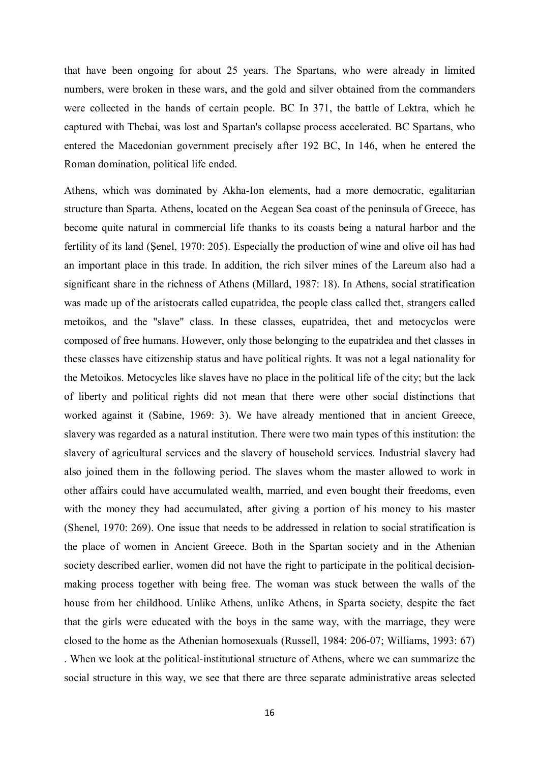that have been ongoing for about 25 years. The Spartans, who were already in limited numbers, were broken in these wars, and the gold and silver obtained from the commanders were collected in the hands of certain people. BC In 371, the battle of Lektra, which he captured with Thebai, was lost and Spartan's collapse process accelerated. BC Spartans, who entered the Macedonian government precisely after 192 BC, In 146, when he entered the Roman domination, political life ended.

Athens, which was dominated by Akha-Ion elements, had a more democratic, egalitarian structure than Sparta. Athens, located on the Aegean Sea coast of the peninsula of Greece, has become quite natural in commercial life thanks to its coasts being a natural harbor and the fertility of its land (Şenel, 1970: 205). Especially the production of wine and olive oil has had an important place in this trade. In addition, the rich silver mines of the Lareum also had a significant share in the richness of Athens (Millard, 1987: 18). In Athens, social stratification was made up of the aristocrats called eupatridea, the people class called thet, strangers called metoikos, and the "slave" class. In these classes, eupatridea, thet and metocyclos were composed of free humans. However, only those belonging to the eupatridea and thet classes in these classes have citizenship status and have political rights. It was not a legal nationality for the Metoikos. Metocycles like slaves have no place in the political life of the city; but the lack of liberty and political rights did not mean that there were other social distinctions that worked against it (Sabine, 1969: 3). We have already mentioned that in ancient Greece, slavery was regarded as a natural institution. There were two main types of this institution: the slavery of agricultural services and the slavery of household services. Industrial slavery had also joined them in the following period. The slaves whom the master allowed to work in other affairs could have accumulated wealth, married, and even bought their freedoms, even with the money they had accumulated, after giving a portion of his money to his master (Shenel, 1970: 269). One issue that needs to be addressed in relation to social stratification is the place of women in Ancient Greece. Both in the Spartan society and in the Athenian society described earlier, women did not have the right to participate in the political decision-making process together with being free. The woman was stuck between the walls of the house from her childhood. Unlike Athens, unlike Athens, in Sparta society, despite the fact that the girls were educated with the boys in the same way, with the marriage, they were closed to the home as the Athenian homosexuals (Russell, 1984: 206-07; Williams, 1993: 67) . When we look at the political-institutional structure of Athens, where we can summarize the social structure in this way, we see that there are three separate administrative areas selected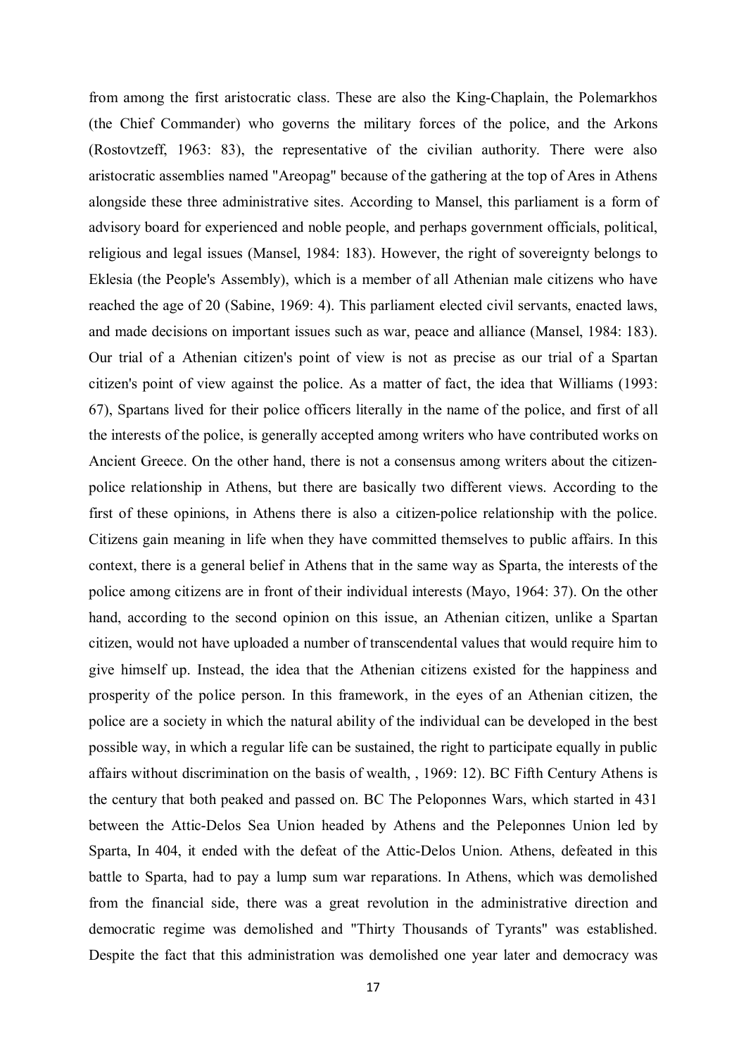from among the first aristocratic class. These are also the King-Chaplain, the Polemarkhos (the Chief Commander) who governs the military forces of the police, and the Arkons (Rostovtzeff, 1963: 83), the representative of the civilian authority. There were also aristocratic assemblies named "Areopag" because of the gathering at the top of Ares in Athens alongside these three administrative sites. According to Mansel, this parliament is a form of advisory board for experienced and noble people, and perhaps government officials, political, religious and legal issues (Mansel, 1984: 183). However, the right of sovereignty belongs to Eklesia (the People's Assembly), which is a member of all Athenian male citizens who have reached the age of 20 (Sabine, 1969: 4). This parliament elected civil servants, enacted laws, and made decisions on important issues such as war, peace and alliance (Mansel, 1984: 183). Our trial of a Athenian citizen's point of view is not as precise as our trial of a Spartan citizen's point of view against the police. As a matter of fact, the idea that Williams (1993: 67), Spartans lived for their police officers literally in the name of the police, and first of all the interests of the police, is generally accepted among writers who have contributed works on Ancient Greece. On the other hand, there is not a consensus among writers about the citizen-police relationship in Athens, but there are basically two different views. According to the first of these opinions, in Athens there is also a citizen-police relationship with the police. Citizens gain meaning in life when they have committed themselves to public affairs. In this context, there is a general belief in Athens that in the same way as Sparta, the interests of the police among citizens are in front of their individual interests (Mayo, 1964: 37). On the other hand, according to the second opinion on this issue, an Athenian citizen, unlike a Spartan citizen, would not have uploaded a number of transcendental values that would require him to give himself up. Instead, the idea that the Athenian citizens existed for the happiness and prosperity of the police person. In this framework, in the eyes of an Athenian citizen, the police are a society in which the natural ability of the individual can be developed in the best possible way, in which a regular life can be sustained, the right to participate equally in public affairs without discrimination on the basis of wealth, , 1969: 12). BC Fifth Century Athens is the century that both peaked and passed on. BC The Peloponnes Wars, which started in 431 between the Attic-Delos Sea Union headed by Athens and the Peleponnes Union led by Sparta, In 404, it ended with the defeat of the Attic-Delos Union. Athens, defeated in this battle to Sparta, had to pay a lump sum war reparations. In Athens, which was demolished from the financial side, there was a great revolution in the administrative direction and democratic regime was demolished and "Thirty Thousands of Tyrants" was established. Despite the fact that this administration was demolished one year later and democracy was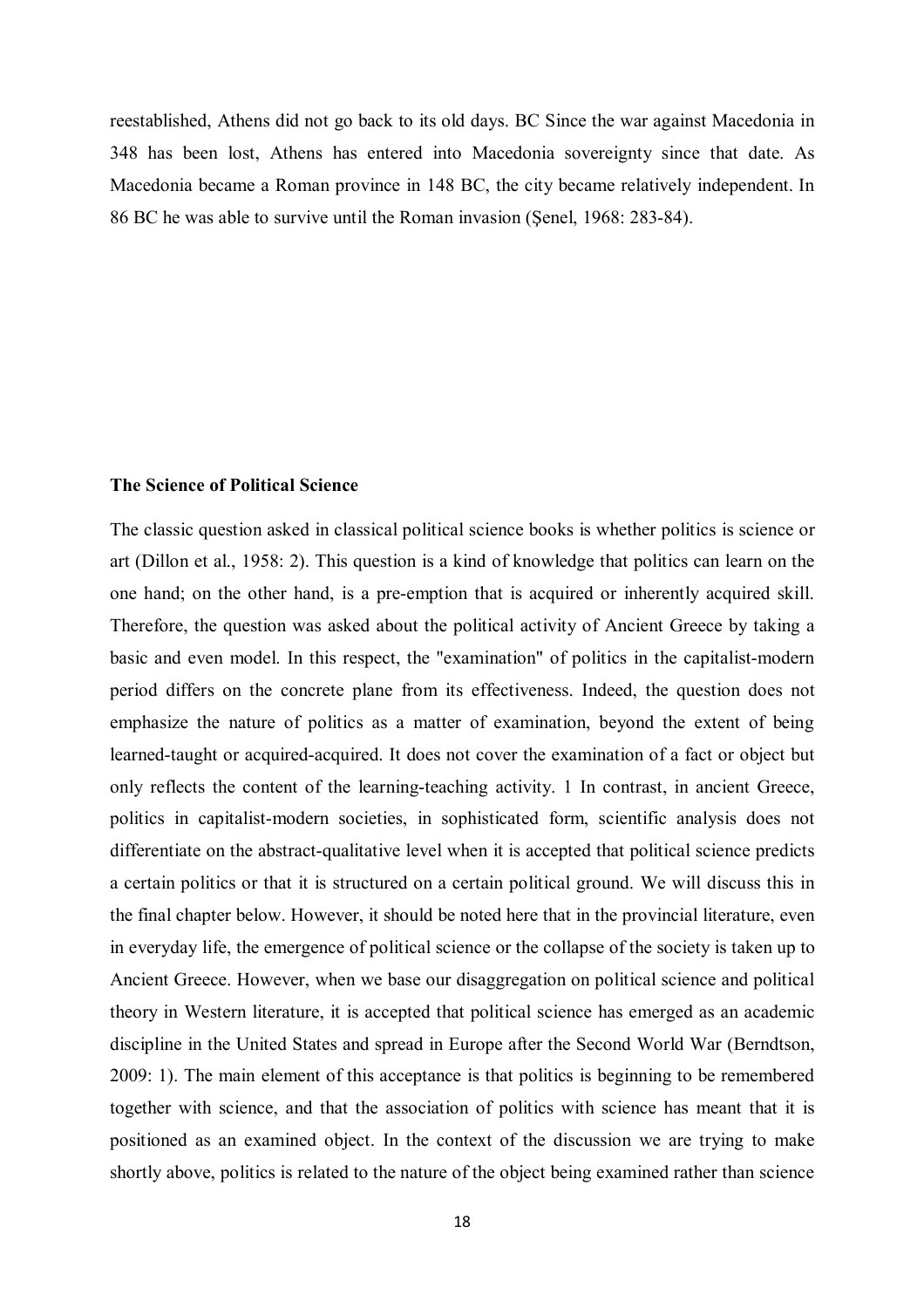reestablished, Athens did not go back to its old days. BC Since the war against Macedonia in 348 has been lost, Athens has entered into Macedonia sovereignty since that date. As Macedonia became a Roman province in 148 BC, the city became relatively independent. In 86 BC he was able to survive until the Roman invasion (Şenel, 1968: 283-84).

**The Science of Political Science**

The classic question asked in classical political science books is whether politics is science or art (Dillon et al., 1958: 2). This question is a kind of knowledge that politics can learn on the one hand; on the other hand, is a pre-emption that is acquired or inherently acquired skill. Therefore, the question was asked about the political activity of Ancient Greece by taking a basic and even model. In this respect, the "examination" of politics in the capitalist-modern period differs on the concrete plane from its effectiveness. Indeed, the question does not emphasize the nature of politics as a matter of examination, beyond the extent of being learned-taught or acquired-acquired. It does not cover the examination of a fact or object but only reflects the content of the learning-teaching activity. 1 In contrast, in ancient Greece, politics in capitalist-modern societies, in sophisticated form, scientific analysis does not differentiate on the abstract-qualitative level when it is accepted that political science predicts a certain politics or that it is structured on a certain political ground. We will discuss this in the final chapter below. However, it should be noted here that in the provincial literature, even in everyday life, the emergence of political science or the collapse of the society is taken up to Ancient Greece. However, when we base our disaggregation on political science and political theory in Western literature, it is accepted that political science has emerged as an academic discipline in the United States and spread in Europe after the Second World War (Berndtson, 2009: 1). The main element of this acceptance is that politics is beginning to be remembered together with science, and that the association of politics with science has meant that it is positioned as an examined object. In the context of the discussion we are trying to make shortly above, politics is related to the nature of the object being examined rather than science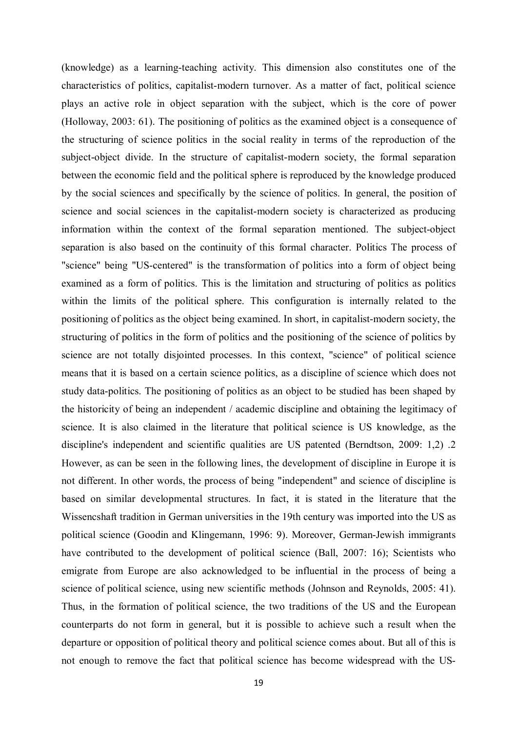(knowledge) as a learning-teaching activity. This dimension also constitutes one of the characteristics of politics, capitalist-modern turnover. As a matter of fact, political science plays an active role in object separation with the subject, which is the core of power (Holloway, 2003: 61). The positioning of politics as the examined object is a consequence of the structuring of science politics in the social reality in terms of the reproduction of the subject-object divide. In the structure of capitalist-modern society, the formal separation between the economic field and the political sphere is reproduced by the knowledge produced by the social sciences and specifically by the science of politics. In general, the position of science and social sciences in the capitalist-modern society is characterized as producing information within the context of the formal separation mentioned. The subject-object separation is also based on the continuity of this formal character. Politics The process of "science" being "US-centered" is the transformation of politics into a form of object being examined as a form of politics. This is the limitation and structuring of politics as politics within the limits of the political sphere. This configuration is internally related to the positioning of politics as the object being examined. In short, in capitalist-modern society, the structuring of politics in the form of politics and the positioning of the science of politics by science are not totally disjointed processes. In this context, "science" of political science means that it is based on a certain science politics, as a discipline of science which does not study data-politics. The positioning of politics as an object to be studied has been shaped by the historicity of being an independent / academic discipline and obtaining the legitimacy of science. It is also claimed in the literature that political science is US knowledge, as the discipline's independent and scientific qualities are US patented (Berndtson, 2009: 1,2) .2 However, as can be seen in the following lines, the development of discipline in Europe it is not different. In other words, the process of being "independent" and science of discipline is based on similar developmental structures. In fact, it is stated in the literature that the Wissencshaft tradition in German universities in the 19th century was imported into the US as political science (Goodin and Klingemann, 1996: 9). Moreover, German-Jewish immigrants have contributed to the development of political science (Ball, 2007: 16); Scientists who emigrate from Europe are also acknowledged to be influential in the process of being a science of political science, using new scientific methods (Johnson and Reynolds, 2005: 41). Thus, in the formation of political science, the two traditions of the US and the European counterparts do not form in general, but it is possible to achieve such a result when the departure or opposition of political theory and political science comes about. But all of this is not enough to remove the fact that political science has become widespread with the US-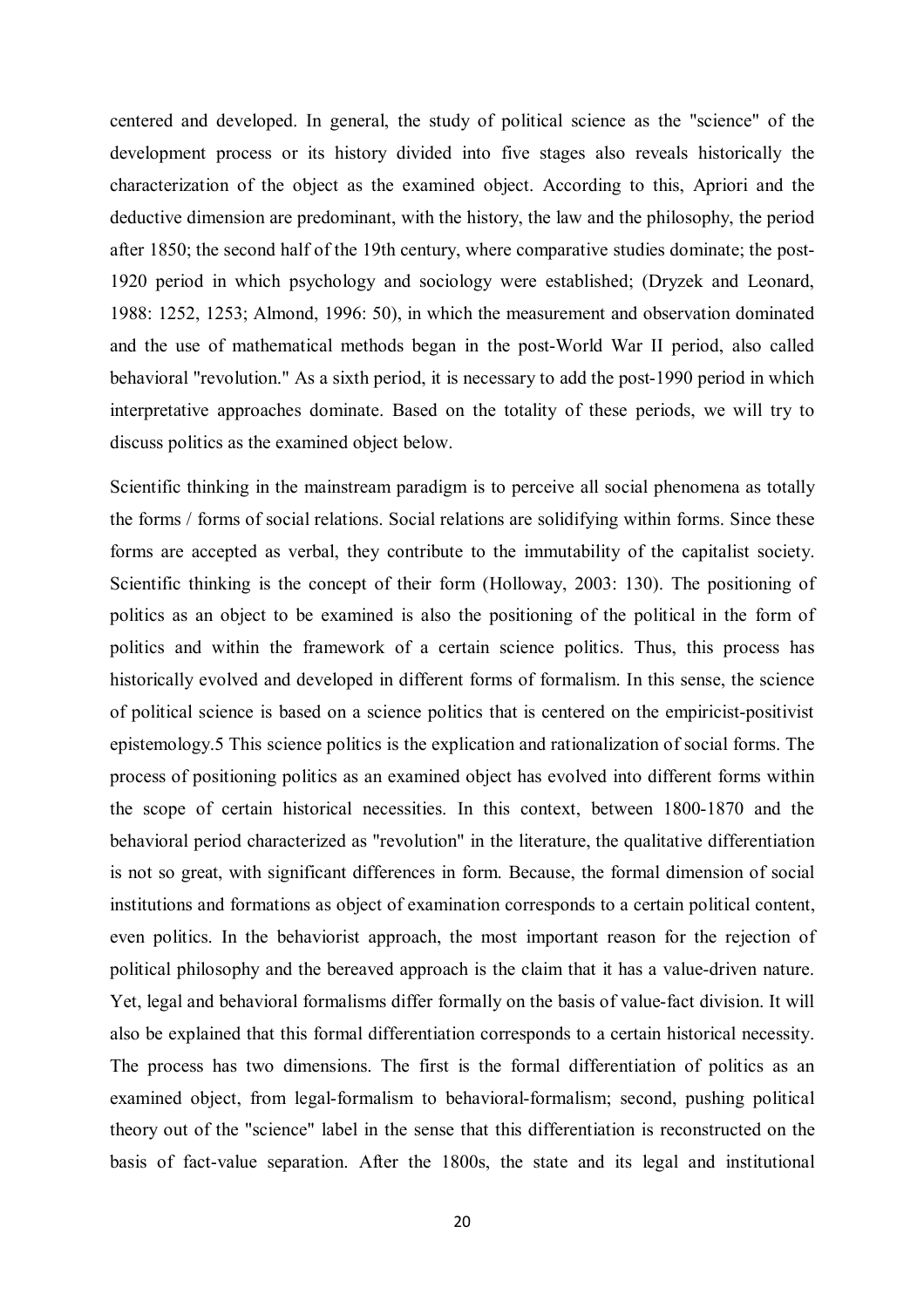centered and developed. In general, the study of political science as the "science" of the development process or its history divided into five stages also reveals historically the characterization of the object as the examined object. According to this, Apriori and the deductive dimension are predominant, with the history, the law and the philosophy, the period after 1850; the second half of the 19th century, where comparative studies dominate; the post-1920 period in which psychology and sociology were established; (Dryzek and Leonard, 1988: 1252, 1253; Almond, 1996: 50), in which the measurement and observation dominated and the use of mathematical methods began in the post-World War II period, also called behavioral "revolution." As a sixth period, it is necessary to add the post-1990 period in which interpretative approaches dominate. Based on the totality of these periods, we will try to discuss politics as the examined object below.

Scientific thinking in the mainstream paradigm is to perceive all social phenomena as totally the forms / forms of social relations. Social relations are solidifying within forms. Since these forms are accepted as verbal, they contribute to the immutability of the capitalist society. Scientific thinking is the concept of their form (Holloway, 2003: 130). The positioning of politics as an object to be examined is also the positioning of the political in the form of politics and within the framework of a certain science politics. Thus, this process has historically evolved and developed in different forms of formalism. In this sense, the science of political science is based on a science politics that is centered on the empiricist-positivist epistemology.5 This science politics is the explication and rationalization of social forms. The process of positioning politics as an examined object has evolved into different forms within the scope of certain historical necessities. In this context, between 1800-1870 and the behavioral period characterized as "revolution" in the literature, the qualitative differentiation is not so great, with significant differences in form. Because, the formal dimension of social institutions and formations as object of examination corresponds to a certain political content, even politics. In the behaviorist approach, the most important reason for the rejection of political philosophy and the bereaved approach is the claim that it has a value-driven nature. Yet, legal and behavioral formalisms differ formally on the basis of value-fact division. It will also be explained that this formal differentiation corresponds to a certain historical necessity. The process has two dimensions. The first is the formal differentiation of politics as an examined object, from legal-formalism to behavioral-formalism; second, pushing political theory out of the "science" label in the sense that this differentiation is reconstructed on the basis of fact-value separation. After the 1800s, the state and its legal and institutional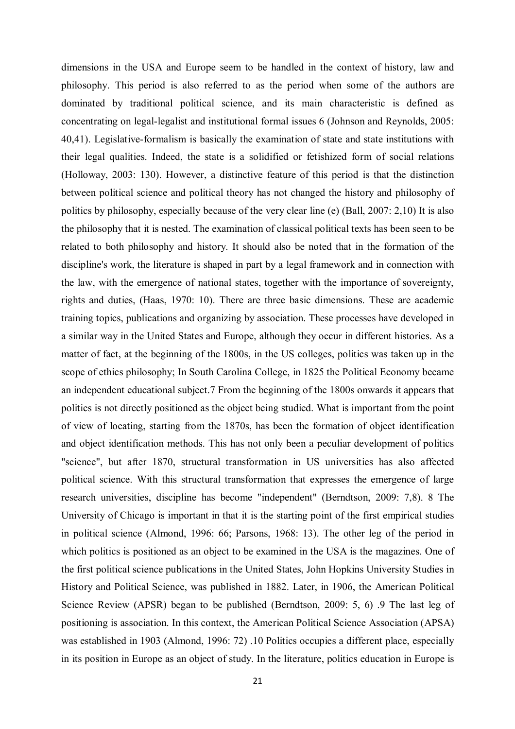dimensions in the USA and Europe seem to be handled in the context of history, law and philosophy. This period is also referred to as the period when some of the authors are dominated by traditional political science, and its main characteristic is defined as concentrating on legal-legalist and institutional formal issues 6 (Johnson and Reynolds, 2005: 40,41). Legislative-formalism is basically the examination of state and state institutions with their legal qualities. Indeed, the state is a solidified or fetishized form of social relations (Holloway, 2003: 130). However, a distinctive feature of this period is that the distinction between political science and political theory has not changed the history and philosophy of politics by philosophy, especially because of the very clear line (e) (Ball, 2007: 2,10) It is also the philosophy that it is nested. The examination of classical political texts has been seen to be related to both philosophy and history. It should also be noted that in the formation of the discipline's work, the literature is shaped in part by a legal framework and in connection with the law, with the emergence of national states, together with the importance of sovereignty, rights and duties, (Haas, 1970: 10). There are three basic dimensions. These are academic training topics, publications and organizing by association. These processes have developed in a similar way in the United States and Europe, although they occur in different histories. As a matter of fact, at the beginning of the 1800s, in the US colleges, politics was taken up in the scope of ethics philosophy; In South Carolina College, in 1825 the Political Economy became an independent educational subject.7 From the beginning of the 1800s onwards it appears that politics is not directly positioned as the object being studied. What is important from the point of view of locating, starting from the 1870s, has been the formation of object identification and object identification methods. This has not only been a peculiar development of politics "science", but after 1870, structural transformation in US universities has also affected political science. With this structural transformation that expresses the emergence of large research universities, discipline has become "independent" (Berndtson, 2009: 7,8). 8 The University of Chicago is important in that it is the starting point of the first empirical studies in political science (Almond, 1996: 66; Parsons, 1968: 13). The other leg of the period in which politics is positioned as an object to be examined in the USA is the magazines. One of the first political science publications in the United States, John Hopkins University Studies in History and Political Science, was published in 1882. Later, in 1906, the American Political Science Review (APSR) began to be published (Berndtson, 2009: 5, 6) .9 The last leg of positioning is association. In this context, the American Political Science Association (APSA) was established in 1903 (Almond, 1996: 72) .10 Politics occupies a different place, especially in its position in Europe as an object of study. In the literature, politics education in Europe is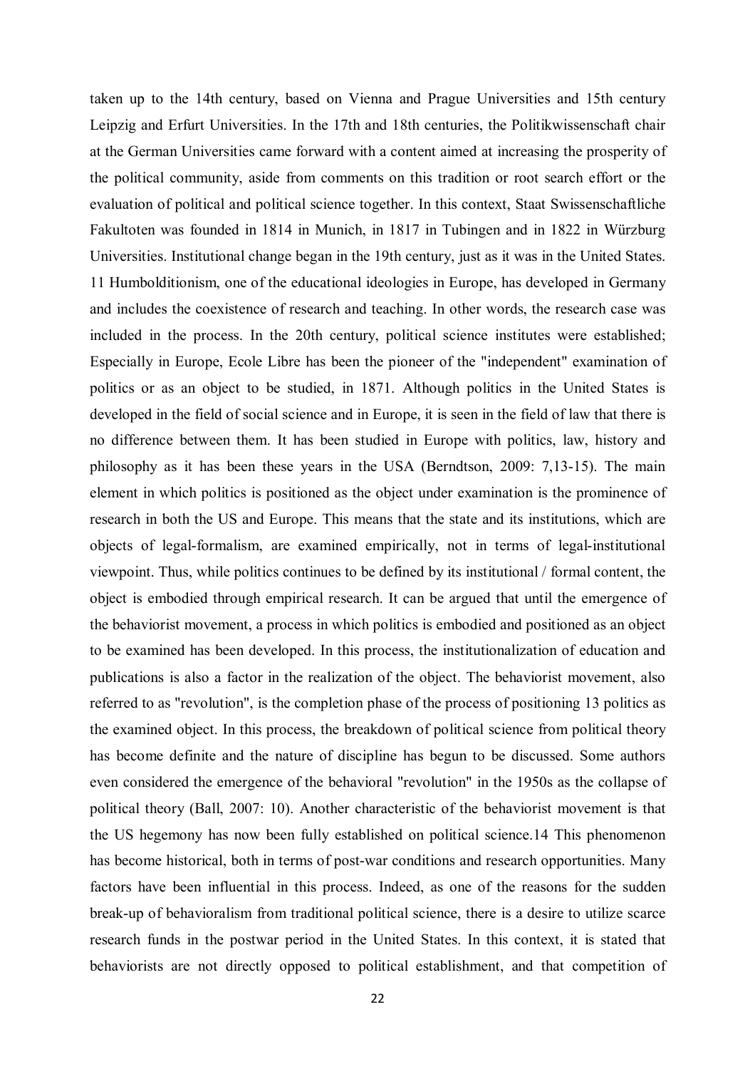taken up to the 14th century, based on Vienna and Prague Universities and 15th century Leipzig and Erfurt Universities. In the 17th and 18th centuries, the Politikwissenschaft chair at the German Universities came forward with a content aimed at increasing the prosperity of the political community, aside from comments on this tradition or root search effort or the evaluation of political and political science together. In this context, Staat Swissenschaftliche Fakultoten was founded in 1814 in Munich, in 1817 in Tubingen and in 1822 in Würzburg Universities. Institutional change began in the 19th century, just as it was in the United States.[11] Humbolditionism, one of the educational ideologies in Europe, has developed in Germany and includes the coexistence of research and teaching. In other words, the research case was included in the process. In the 20th century, political science institutes were established; Especially in Europe, Ecole Libre has been the pioneer of the "independent" examination of politics or as an object to be studied, in 1871. Although politics in the United States is developed in the field of social science and in Europe, it is seen in the field of law that there is no difference between them. It has been studied in Europe with politics, law, history and philosophy as it has been these years in the USA (Berndtson, 2009: 7,13-15). The main element in which politics is positioned as the object under examination is the prominence of research in both the US and Europe. This means that the state and its institutions, which are objects of legal-formalism, are examined empirically, not in terms of legal-institutional viewpoint. Thus, while politics continues to be defined by its institutional / formal content, the object is embodied through empirical research. It can be argued that until the emergence of the behaviorist movement, a process in which politics is embodied and positioned as an object to be examined has been developed. In this process, the institutionalization of education and publications is also a factor in the realization of the object. The behaviorist movement, also referred to as "revolution", is the completion phase of the process of positioning[13] politics as the examined object. In this process, the breakdown of political science from political theory has become definite and the nature of discipline has begun to be discussed. Some authors even considered the emergence of the behavioral "revolution" in the 1950s as the collapse of political theory (Ball, 2007: 10). Another characteristic of the behaviorist movement is that the US hegemony has now been fully established on political science.[14] This phenomenon has become historical, both in terms of post-war conditions and research opportunities. Many factors have been influential in this process. Indeed, as one of the reasons for the sudden break-up of behavioralism from traditional political science, there is a desire to utilize scarce research funds in the postwar period in the United States. In this context, it is stated that behaviorists are not directly opposed to political establishment, and that competition of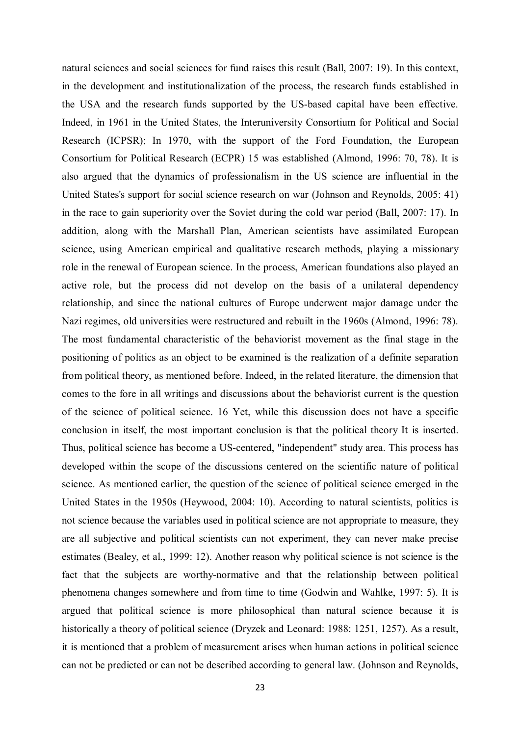natural sciences and social sciences for fund raises this result (Ball, 2007: 19). In this context, in the development and institutionalization of the process, the research funds established in the USA and the research funds supported by the US-based capital have been effective. Indeed, in 1961 in the United States, the Interuniversity Consortium for Political and Social Research (ICPSR); In 1970, with the support of the Ford Foundation, the European Consortium for Political Research (ECPR) 15 was established (Almond, 1996: 70, 78). It is also argued that the dynamics of professionalism in the US science are influential in the United States's support for social science research on war (Johnson and Reynolds, 2005: 41) in the race to gain superiority over the Soviet during the cold war period (Ball, 2007: 17). In addition, along with the Marshall Plan, American scientists have assimilated European science, using American empirical and qualitative research methods, playing a missionary role in the renewal of European science. In the process, American foundations also played an active role, but the process did not develop on the basis of a unilateral dependency relationship, and since the national cultures of Europe underwent major damage under the Nazi regimes, old universities were restructured and rebuilt in the 1960s (Almond, 1996: 78). The most fundamental characteristic of the behaviorist movement as the final stage in the positioning of politics as an object to be examined is the realization of a definite separation from political theory, as mentioned before. Indeed, in the related literature, the dimension that comes to the fore in all writings and discussions about the behaviorist current is the question of the science of political science. 16 Yet, while this discussion does not have a specific conclusion in itself, the most important conclusion is that the political theory It is inserted. Thus, political science has become a US-centered, "independent" study area. This process has developed within the scope of the discussions centered on the scientific nature of political science. As mentioned earlier, the question of the science of political science emerged in the United States in the 1950s (Heywood, 2004: 10). According to natural scientists, politics is not science because the variables used in political science are not appropriate to measure, they are all subjective and political scientists can not experiment, they can never make precise estimates (Bealey, et al., 1999: 12). Another reason why political science is not science is the fact that the subjects are worthy-normative and that the relationship between political phenomena changes somewhere and from time to time (Godwin and Wahlke, 1997: 5). It is argued that political science is more philosophical than natural science because it is historically a theory of political science (Dryzek and Leonard: 1988: 1251, 1257). As a result, it is mentioned that a problem of measurement arises when human actions in political science can not be predicted or can not be described according to general law. (Johnson and Reynolds,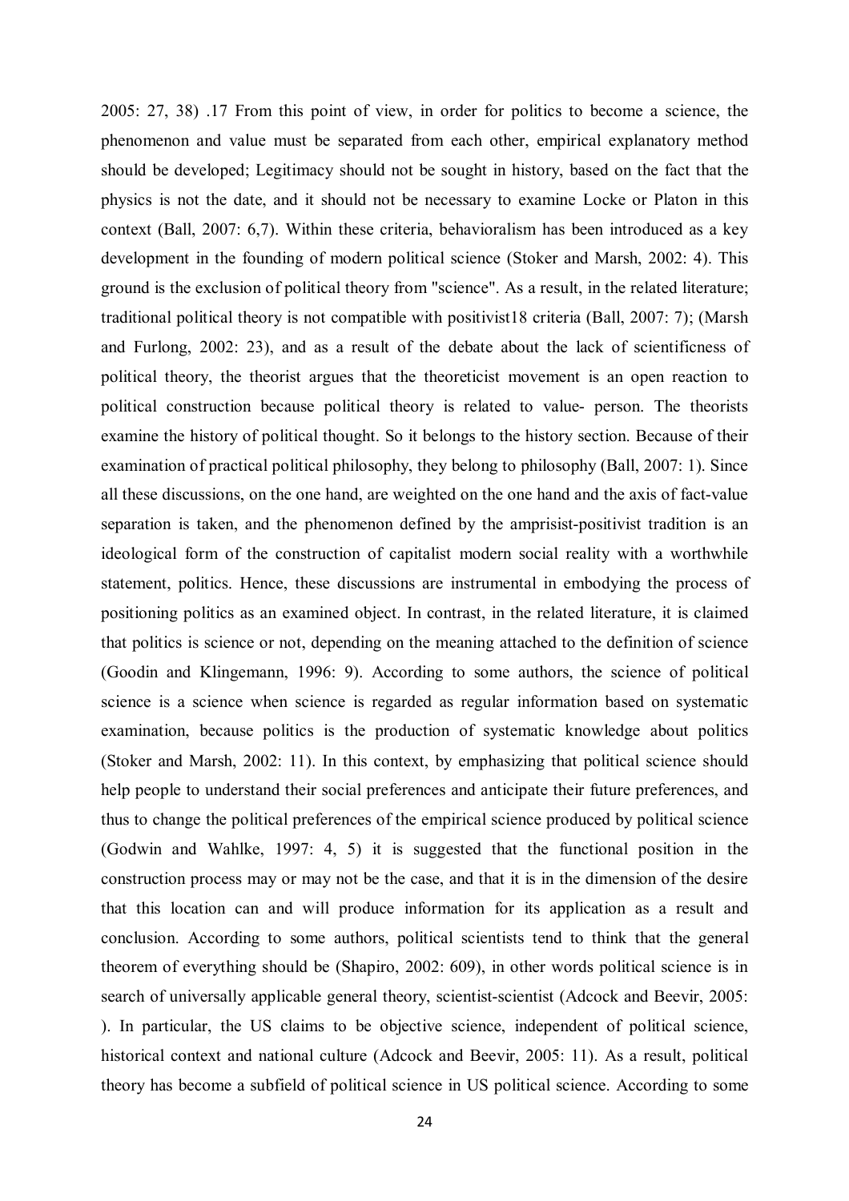2005: 27, 38) .17 From this point of view, in order for politics to become a science, the phenomenon and value must be separated from each other, empirical explanatory method should be developed; Legitimacy should not be sought in history, based on the fact that the physics is not the date, and it should not be necessary to examine Locke or Platon in this context (Ball, 2007: 6,7). Within these criteria, behavioralism has been introduced as a key development in the founding of modern political science (Stoker and Marsh, 2002: 4). This ground is the exclusion of political theory from "science". As a result, in the related literature; traditional political theory is not compatible with positivist18 criteria (Ball, 2007: 7); (Marsh and Furlong, 2002: 23), and as a result of the debate about the lack of scientificness of political theory, the theorist argues that the theoreticist movement is an open reaction to political construction because political theory is related to value- person. The theorists examine the history of political thought. So it belongs to the history section. Because of their examination of practical political philosophy, they belong to philosophy (Ball, 2007: 1). Since all these discussions, on the one hand, are weighted on the one hand and the axis of fact-value separation is taken, and the phenomenon defined by the amprisist-positivist tradition is an ideological form of the construction of capitalist modern social reality with a worthwhile statement, politics. Hence, these discussions are instrumental in embodying the process of positioning politics as an examined object. In contrast, in the related literature, it is claimed that politics is science or not, depending on the meaning attached to the definition of science (Goodin and Klingemann, 1996: 9). According to some authors, the science of political science is a science when science is regarded as regular information based on systematic examination, because politics is the production of systematic knowledge about politics (Stoker and Marsh, 2002: 11). In this context, by emphasizing that political science should help people to understand their social preferences and anticipate their future preferences, and thus to change the political preferences of the empirical science produced by political science (Godwin and Wahlke, 1997: 4, 5) it is suggested that the functional position in the construction process may or may not be the case, and that it is in the dimension of the desire that this location can and will produce information for its application as a result and conclusion. According to some authors, political scientists tend to think that the general theorem of everything should be (Shapiro, 2002: 609), in other words political science is in search of universally applicable general theory, scientist-scientist (Adcock and Beevir, 2005: ). In particular, the US claims to be objective science, independent of political science, historical context and national culture (Adcock and Beevir, 2005: 11). As a result, political theory has become a subfield of political science in US political science. According to some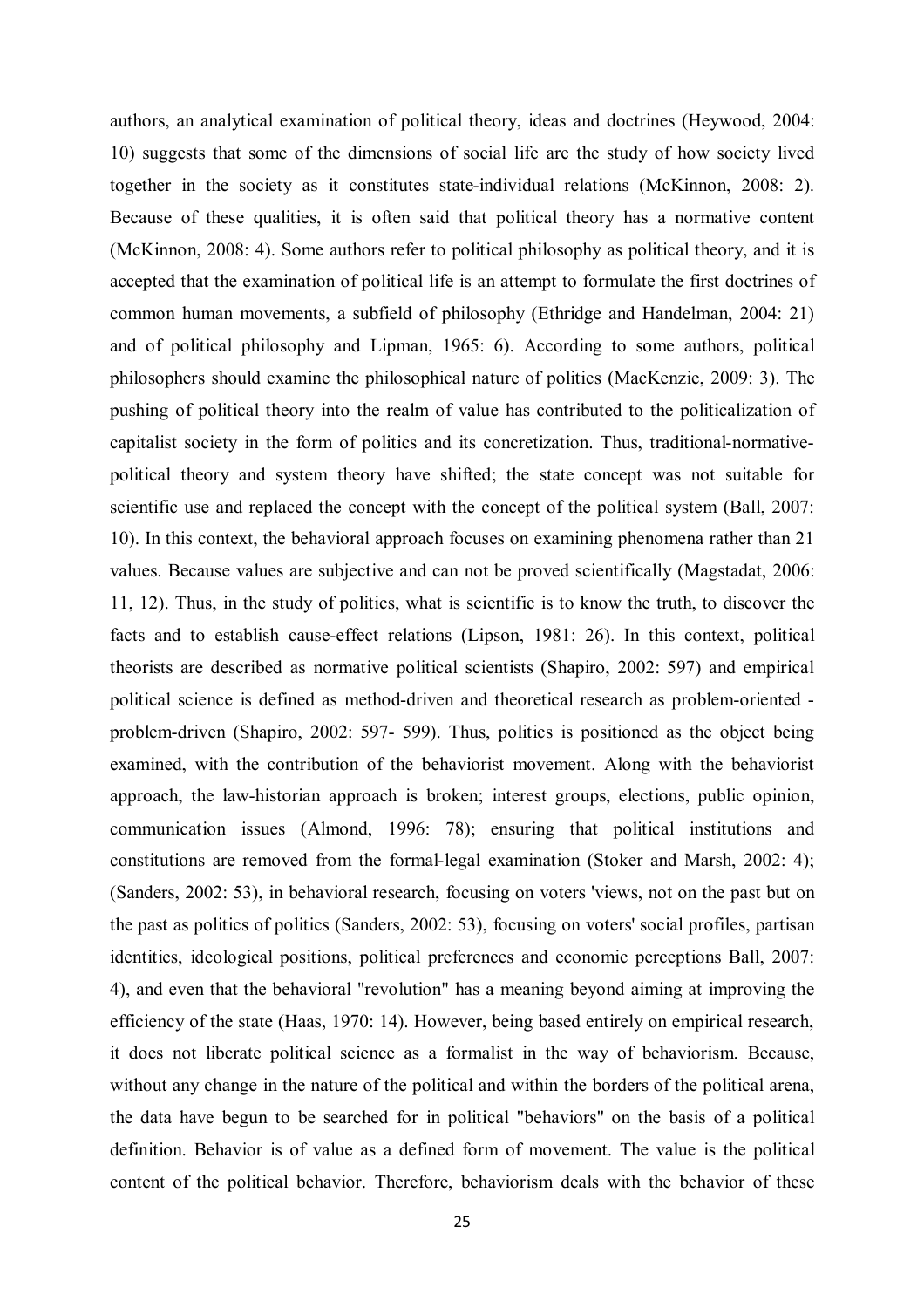authors, an analytical examination of political theory, ideas and doctrines (Heywood, 2004: 10) suggests that some of the dimensions of social life are the study of how society lived together in the society as it constitutes state-individual relations (McKinnon, 2008: 2). Because of these qualities, it is often said that political theory has a normative content (McKinnon, 2008: 4). Some authors refer to political philosophy as political theory, and it is accepted that the examination of political life is an attempt to formulate the first doctrines of common human movements, a subfield of philosophy (Ethridge and Handelman, 2004: 21) and of political philosophy and Lipman, 1965: 6). According to some authors, political philosophers should examine the philosophical nature of politics (MacKenzie, 2009: 3). The pushing of political theory into the realm of value has contributed to the politicalization of capitalist society in the form of politics and its concretization. Thus, traditional-normative-political theory and system theory have shifted; the state concept was not suitable for scientific use and replaced the concept with the concept of the political system (Ball, 2007: 10). In this context, the behavioral approach focuses on examining phenomena rather than 21 values. Because values are subjective and can not be proved scientifically (Magstadat, 2006: 11, 12). Thus, in the study of politics, what is scientific is to know the truth, to discover the facts and to establish cause-effect relations (Lipson, 1981: 26). In this context, political theorists are described as normative political scientists (Shapiro, 2002: 597) and empirical political science is defined as method-driven and theoretical research as problem-oriented - problem-driven (Shapiro, 2002: 597- 599). Thus, politics is positioned as the object being examined, with the contribution of the behaviorist movement. Along with the behaviorist approach, the law-historian approach is broken; interest groups, elections, public opinion, communication issues (Almond, 1996: 78); ensuring that political institutions and constitutions are removed from the formal-legal examination (Stoker and Marsh, 2002: 4); (Sanders, 2002: 53), in behavioral research, focusing on voters 'views, not on the past but on the past as politics of politics (Sanders, 2002: 53), focusing on voters' social profiles, partisan identities, ideological positions, political preferences and economic perceptions Ball, 2007: 4), and even that the behavioral "revolution" has a meaning beyond aiming at improving the efficiency of the state (Haas, 1970: 14). However, being based entirely on empirical research, it does not liberate political science as a formalist in the way of behaviorism. Because, without any change in the nature of the political and within the borders of the political arena, the data have begun to be searched for in political "behaviors" on the basis of a political definition. Behavior is of value as a defined form of movement. The value is the political content of the political behavior. Therefore, behaviorism deals with the behavior of these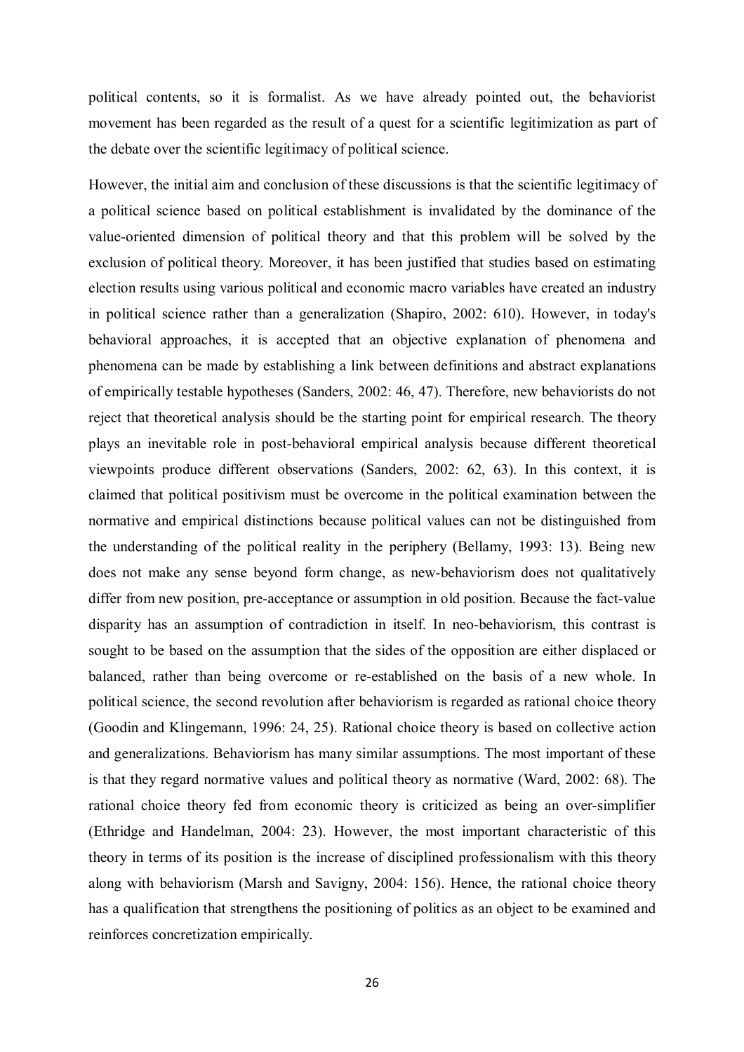political contents, so it is formalist. As we have already pointed out, the behaviorist movement has been regarded as the result of a quest for a scientific legitimization as part of the debate over the scientific legitimacy of political science.

However, the initial aim and conclusion of these discussions is that the scientific legitimacy of a political science based on political establishment is invalidated by the dominance of the value-oriented dimension of political theory and that this problem will be solved by the exclusion of political theory. Moreover, it has been justified that studies based on estimating election results using various political and economic macro variables have created an industry in political science rather than a generalization (Shapiro, 2002: 610). However, in today's behavioral approaches, it is accepted that an objective explanation of phenomena and phenomena can be made by establishing a link between definitions and abstract explanations of empirically testable hypotheses (Sanders, 2002: 46, 47). Therefore, new behaviorists do not reject that theoretical analysis should be the starting point for empirical research. The theory plays an inevitable role in post-behavioral empirical analysis because different theoretical viewpoints produce different observations (Sanders, 2002: 62, 63). In this context, it is claimed that political positivism must be overcome in the political examination between the normative and empirical distinctions because political values can not be distinguished from the understanding of the political reality in the periphery (Bellamy, 1993: 13). Being new does not make any sense beyond form change, as new-behaviorism does not qualitatively differ from new position, pre-acceptance or assumption in old position. Because the fact-value disparity has an assumption of contradiction in itself. In neo-behaviorism, this contrast is sought to be based on the assumption that the sides of the opposition are either displaced or balanced, rather than being overcome or re-established on the basis of a new whole. In political science, the second revolution after behaviorism is regarded as rational choice theory (Goodin and Klingemann, 1996: 24, 25). Rational choice theory is based on collective action and generalizations. Behaviorism has many similar assumptions. The most important of these is that they regard normative values and political theory as normative (Ward, 2002: 68). The rational choice theory fed from economic theory is criticized as being an over-simplifier (Ethridge and Handelman, 2004: 23). However, the most important characteristic of this theory in terms of its position is the increase of disciplined professionalism with this theory along with behaviorism (Marsh and Savigny, 2004: 156). Hence, the rational choice theory has a qualification that strengthens the positioning of politics as an object to be examined and reinforces concretization empirically.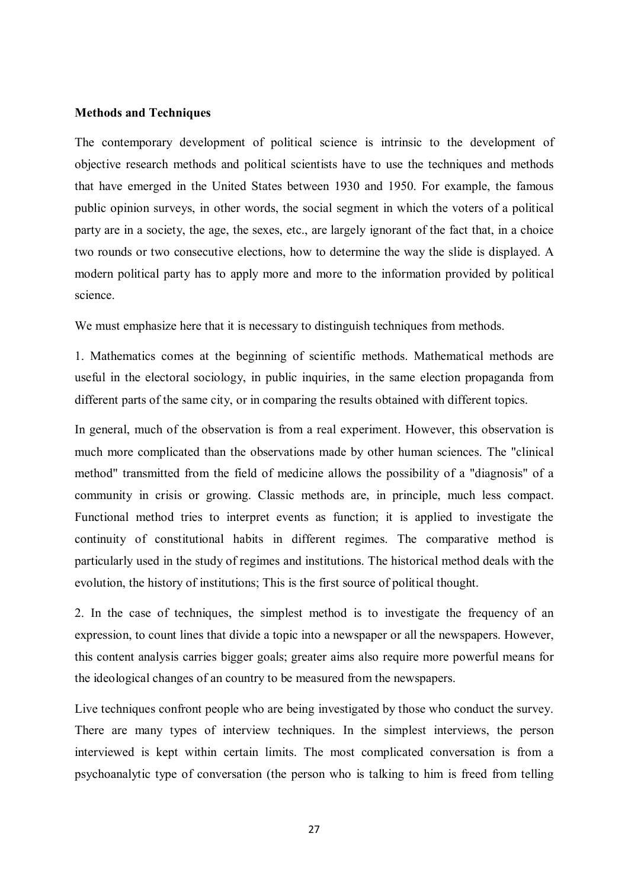**Methods and Techniques**

The contemporary development of political science is intrinsic to the development of objective research methods and political scientists have to use the techniques and methods that have emerged in the United States between 1930 and 1950. For example, the famous public opinion surveys, in other words, the social segment in which the voters of a political party are in a society, the age, the sexes, etc., are largely ignorant of the fact that, in a choice two rounds or two consecutive elections, how to determine the way the slide is displayed. A modern political party has to apply more and more to the information provided by political science.

We must emphasize here that it is necessary to distinguish techniques from methods.

1. Mathematics comes at the beginning of scientific methods. Mathematical methods are useful in the electoral sociology, in public inquiries, in the same election propaganda from different parts of the same city, or in comparing the results obtained with different topics.

In general, much of the observation is from a real experiment. However, this observation is much more complicated than the observations made by other human sciences. The "clinical method" transmitted from the field of medicine allows the possibility of a "diagnosis" of a community in crisis or growing. Classic methods are, in principle, much less compact. Functional method tries to interpret events as function; it is applied to investigate the continuity of constitutional habits in different regimes. The comparative method is particularly used in the study of regimes and institutions. The historical method deals with the evolution, the history of institutions; This is the first source of political thought.

2. In the case of techniques, the simplest method is to investigate the frequency of an expression, to count lines that divide a topic into a newspaper or all the newspapers. However, this content analysis carries bigger goals; greater aims also require more powerful means for the ideological changes of an country to be measured from the newspapers.

Live techniques confront people who are being investigated by those who conduct the survey. There are many types of interview techniques. In the simplest interviews, the person interviewed is kept within certain limits. The most complicated conversation is from a psychoanalytic type of conversation (the person who is talking to him is freed from telling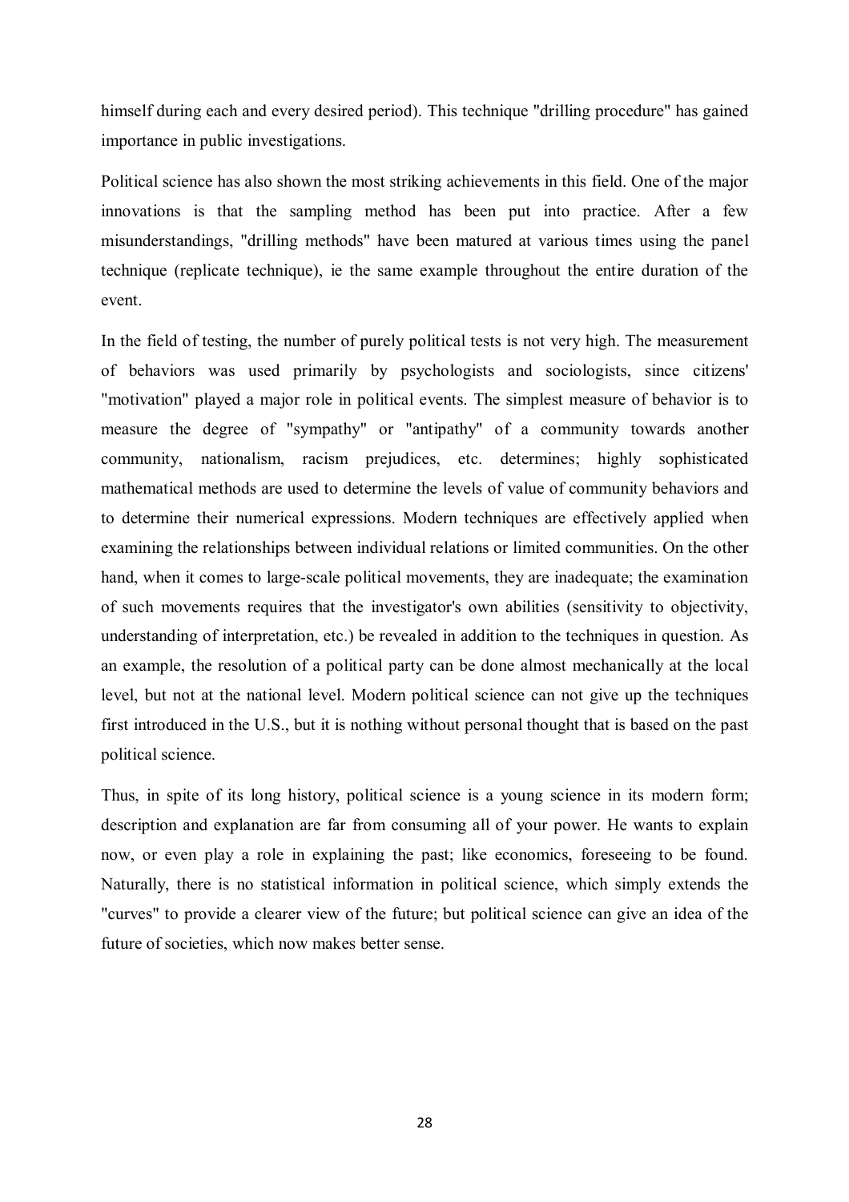himself during each and every desired period). This technique "drilling procedure" has gained importance in public investigations.

Political science has also shown the most striking achievements in this field. One of the major innovations is that the sampling method has been put into practice. After a few misunderstandings, "drilling methods" have been matured at various times using the panel technique (replicate technique), ie the same example throughout the entire duration of the event.

In the field of testing, the number of purely political tests is not very high. The measurement of behaviors was used primarily by psychologists and sociologists, since citizens' "motivation" played a major role in political events. The simplest measure of behavior is to measure the degree of "sympathy" or "antipathy" of a community towards another community, nationalism, racism prejudices, etc. determines; highly sophisticated mathematical methods are used to determine the levels of value of community behaviors and to determine their numerical expressions. Modern techniques are effectively applied when examining the relationships between individual relations or limited communities. On the other hand, when it comes to large-scale political movements, they are inadequate; the examination of such movements requires that the investigator's own abilities (sensitivity to objectivity, understanding of interpretation, etc.) be revealed in addition to the techniques in question. As an example, the resolution of a political party can be done almost mechanically at the local level, but not at the national level. Modern political science can not give up the techniques first introduced in the U.S., but it is nothing without personal thought that is based on the past political science.

Thus, in spite of its long history, political science is a young science in its modern form; description and explanation are far from consuming all of your power. He wants to explain now, or even play a role in explaining the past; like economics, foreseeing to be found. Naturally, there is no statistical information in political science, which simply extends the "curves" to provide a clearer view of the future; but political science can give an idea of the future of societies, which now makes better sense.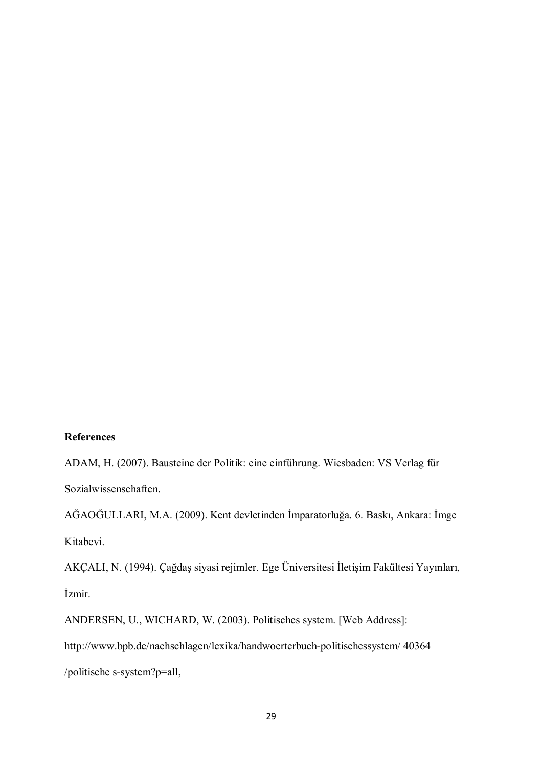**References**

ADAM, H. (2007). Bausteine der Politik: eine einführung. Wiesbaden: VS Verlag für Sozialwissenschaften.

AĞAOĞULLARI, M.A. (2009). Kent devletinden İmparatorluğa. 6. Baskı, Ankara: İmge Kitabevi.

AKÇALI, N. (1994). Çağdaş siyasi rejimler. Ege Üniversitesi İletişim Fakültesi Yayınları, İzmir.

ANDERSEN, U., WICHARD, W. (2003). Politisches system. [Web Address]: http://www.bpb.de/nachschlagen/lexika/handwoerterbuch-politischessystem/ 40364 /politische s-system?p=all,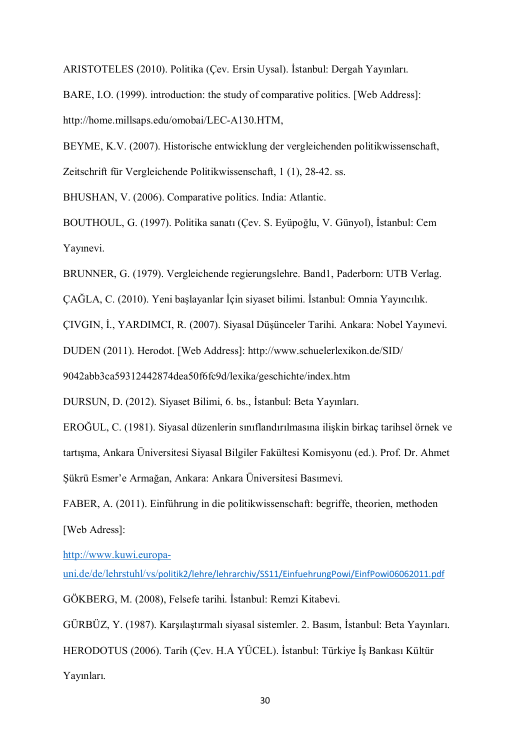ARISTOTELES (2010). Politika (Çev. Ersin Uysal). İstanbul: Dergah Yayınları.

BARE, I.O. (1999). introduction: the study of comparative politics. [Web Address]: http://home.millsaps.edu/omobai/LEC-A130.HTM,

BEYME, K.V. (2007). Historische entwicklung der vergleichenden politikwissenschaft, Zeitschrift für Vergleichende Politikwissenschaft, 1 (1), 28-42. ss.

BHUSHAN, V. (2006). Comparative politics. India: Atlantic.

BOUTHOUL, G. (1997). Politika sanatı (Çev. S. Eyüpoğlu, V. Günyol), İstanbul: Cem Yayınevi.

BRUNNER, G. (1979). Vergleichende regierungslehre. Band1, Paderborn: UTB Verlag.

ÇAĞLA, C. (2010). Yeni başlayanlar İçin siyaset bilimi. İstanbul: Omnia Yayıncılık.

ÇIVGIN, İ., YARDIMCI, R. (2007). Siyasal Düşünceler Tarihi. Ankara: Nobel Yayınevi.

DUDEN (2011). Herodot. [Web Address]: http://www.schuelerlexikon.de/SID/9042abb3ca59312442874dea50f6fc9d/lexika/geschichte/index.htm

DURSUN, D. (2012). Siyaset Bilimi, 6. bs., İstanbul: Beta Yayınları.

EROĞUL, C. (1981). Siyasal düzenlerin sınıflandırılmasına ilişkin birkaç tarihsel örnek ve tartışma, Ankara Üniversitesi Siyasal Bilgiler Fakültesi Komisyonu (ed.). Prof. Dr. Ahmet Şükrü Esmer'e Armağan, Ankara: Ankara Üniversitesi Basımevi.

FABER, A. (2011). Einführung in die politikwissenschaft: begriffe, theorien, methoden [Web Adress]: http://www.kuwi.europa-uni.de/de/lehrstuhl/vs/politik2/lehre/lehrarchiv/SS11/EinfuehrungPowi/EinfPowi06062011.pdf

GÖKBERG, M. (2008), Felsefe tarihi. İstanbul: Remzi Kitabevi.

GÜRBÜZ, Y. (1987). Karşılaştırmalı siyasal sistemler. 2. Basım, İstanbul: Beta Yayınları.

HERODOTUS (2006). Tarih (Çev. H.A YÜCEL). İstanbul: Türkiye İş Bankası Kültür Yayınları.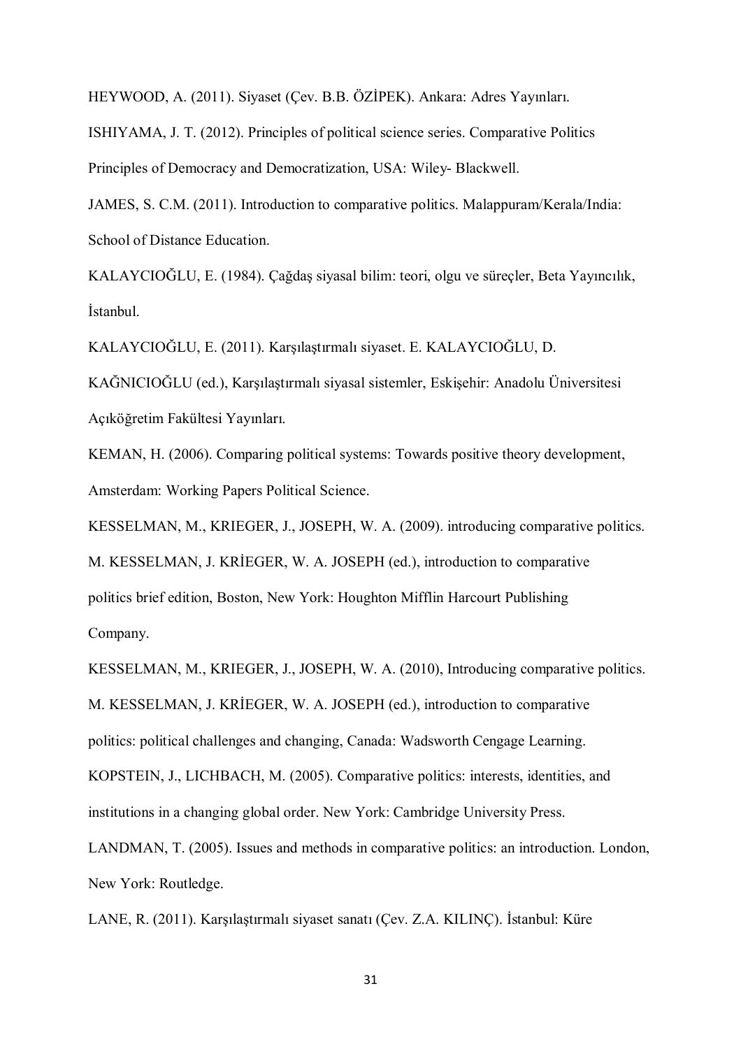HEYWOOD, A. (2011). Siyaset (Çev. B.B. ÖZİPEK). Ankara: Adres Yayınları.

ISHIYAMA, J. T. (2012). Principles of political science series. Comparative Politics Principles of Democracy and Democratization, USA: Wiley- Blackwell.

JAMES, S. C.M. (2011). Introduction to comparative politics. Malappuram/Kerala/India: School of Distance Education.

KALAYCIOĞLU, E. (1984). Çağdaş siyasal bilim: teori, olgu ve süreçler, Beta Yayıncılık, İstanbul.

KALAYCIOĞLU, E. (2011). Karşılaştırmalı siyaset. E. KALAYCIOĞLU, D. KAĞNICIOĞLU (ed.), Karşılaştırmalı siyasal sistemler, Eskişehir: Anadolu Üniversitesi Açıköğretim Fakültesi Yayınları.

KEMAN, H. (2006). Comparing political systems: Towards positive theory development, Amsterdam: Working Papers Political Science.

KESSELMAN, M., KRIEGER, J., JOSEPH, W. A. (2009). introducing comparative politics. M. KESSELMAN, J. KRİEGER, W. A. JOSEPH (ed.), introduction to comparative politics brief edition, Boston, New York: Houghton Mifflin Harcourt Publishing Company.

KESSELMAN, M., KRIEGER, J., JOSEPH, W. A. (2010), Introducing comparative politics. M. KESSELMAN, J. KRİEGER, W. A. JOSEPH (ed.), introduction to comparative politics: political challenges and changing, Canada: Wadsworth Cengage Learning.

KOPSTEIN, J., LICHBACH, M. (2005). Comparative politics: interests, identities, and institutions in a changing global order. New York: Cambridge University Press.

LANDMAN, T. (2005). Issues and methods in comparative politics: an introduction. London, New York: Routledge.

LANE, R. (2011). Karşılaştırmalı siyaset sanatı (Çev. Z.A. KILINÇ). İstanbul: Küre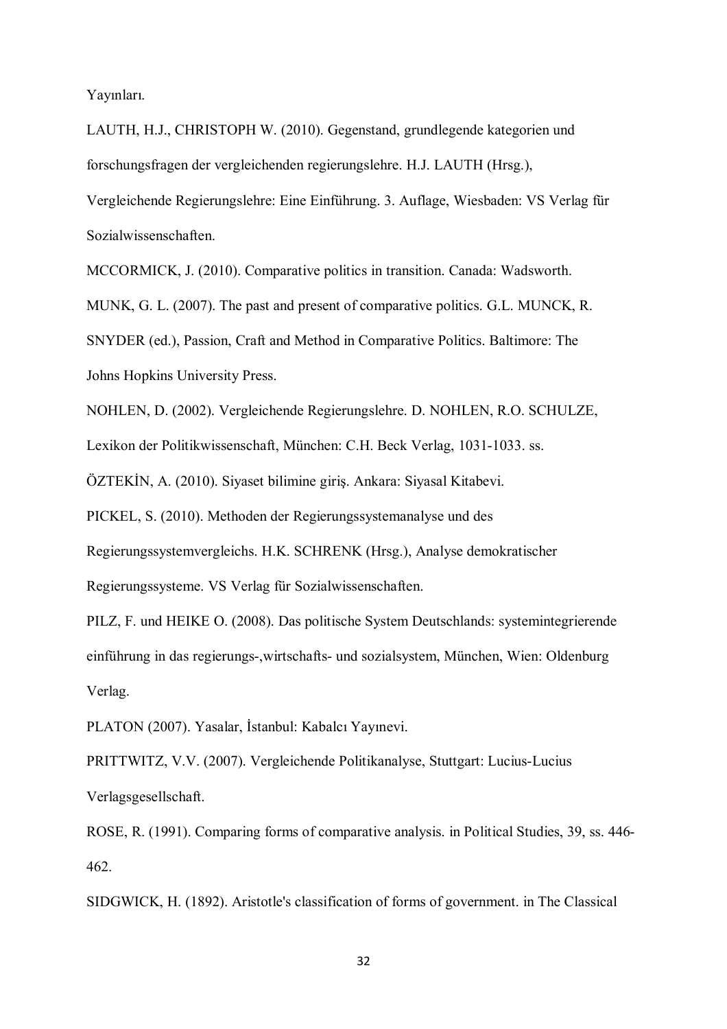Yayınları.

LAUTH, H.J., CHRISTOPH W. (2010). Gegenstand, grundlegende kategorien und forschungsfragen der vergleichenden regierungslehre. H.J. LAUTH (Hrsg.), Vergleichende Regierungslehre: Eine Einführung. 3. Auflage, Wiesbaden: VS Verlag für Sozialwissenschaften.

MCCORMICK, J. (2010). Comparative politics in transition. Canada: Wadsworth.

MUNK, G. L. (2007). The past and present of comparative politics. G.L. MUNCK, R. SNYDER (ed.), Passion, Craft and Method in Comparative Politics. Baltimore: The Johns Hopkins University Press.

NOHLEN, D. (2002). Vergleichende Regierungslehre. D. NOHLEN, R.O. SCHULZE, Lexikon der Politikwissenschaft, München: C.H. Beck Verlag, 1031-1033. ss.

ÖZTEKİN, A. (2010). Siyaset bilimine giriş. Ankara: Siyasal Kitabevi.

PICKEL, S. (2010). Methoden der Regierungssystemanalyse und des Regierungssystemvergleichs. H.K. SCHRENK (Hrsg.), Analyse demokratischer Regierungssysteme. VS Verlag für Sozialwissenschaften.

PILZ, F. und HEIKE O. (2008). Das politische System Deutschlands: systemintegrierende einführung in das regierungs-,wirtschafts- und sozialsystem, München, Wien: Oldenburg Verlag.

PLATON (2007). Yasalar, İstanbul: Kabalcı Yayınevi.

PRITTWITZ, V.V. (2007). Vergleichende Politikanalyse, Stuttgart: Lucius-Lucius Verlagsgesellschaft.

ROSE, R. (1991). Comparing forms of comparative analysis. in Political Studies, 39, ss. 446-462.

SIDGWICK, H. (1892). Aristotle's classification of forms of government. in The Classical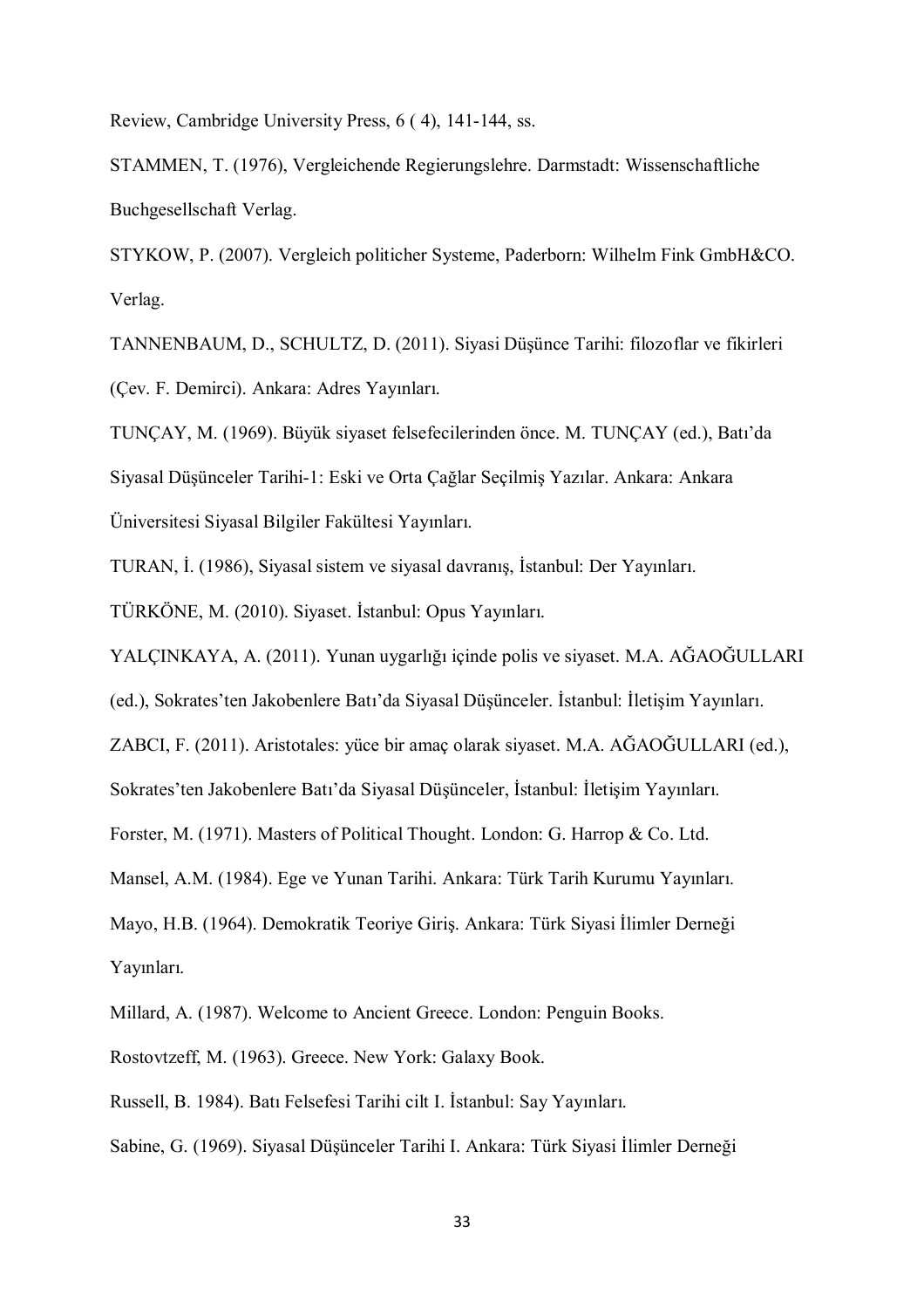Review, Cambridge University Press, 6 ( 4), 141-144, ss.

STAMMEN, T. (1976), Vergleichende Regierungslehre. Darmstadt: Wissenschaftliche Buchgesellschaft Verlag.

STYKOW, P. (2007). Vergleich politicher Systeme, Paderborn: Wilhelm Fink GmbH&CO. Verlag.

TANNENBAUM, D., SCHULTZ, D. (2011). Siyasi Düşünce Tarihi: filozoflar ve fikirleri (Çev. F. Demirci). Ankara: Adres Yayınları.

TUNÇAY, M. (1969). Büyük siyaset felsefecilerinden önce. M. TUNÇAY (ed.), Batı'da Siyasal Düşünceler Tarihi-1: Eski ve Orta Çağlar Seçilmiş Yazılar. Ankara: Ankara Üniversitesi Siyasal Bilgiler Fakültesi Yayınları.

TURAN, İ. (1986), Siyasal sistem ve siyasal davranış, İstanbul: Der Yayınları.

TÜRKÖNE, M. (2010). Siyaset. İstanbul: Opus Yayınları.

YALÇINKAYA, A. (2011). Yunan uygarlığı içinde polis ve siyaset. M.A. AĞAOĞULLARI (ed.), Sokrates'ten Jakobenlere Batı'da Siyasal Düşünceler. İstanbul: İletişim Yayınları.

ZABCI, F. (2011). Aristotales: yüce bir amaç olarak siyaset. M.A. AĞAOĞULLARI (ed.), Sokrates'ten Jakobenlere Batı'da Siyasal Düşünceler, İstanbul: İletişim Yayınları.

Forster, M. (1971). Masters of Political Thought. London: G. Harrop & Co. Ltd.

Mansel, A.M. (1984). Ege ve Yunan Tarihi. Ankara: Türk Tarih Kurumu Yayınları.

Mayo, H.B. (1964). Demokratik Teoriye Giriş. Ankara: Türk Siyasi İlimler Derneği Yayınları.

Millard, A. (1987). Welcome to Ancient Greece. London: Penguin Books.

Rostovtzeff, M. (1963). Greece. New York: Galaxy Book.

Russell, B. 1984). Batı Felsefesi Tarihi cilt I. İstanbul: Say Yayınları.

Sabine, G. (1969). Siyasal Düşünceler Tarihi I. Ankara: Türk Siyasi İlimler Derneği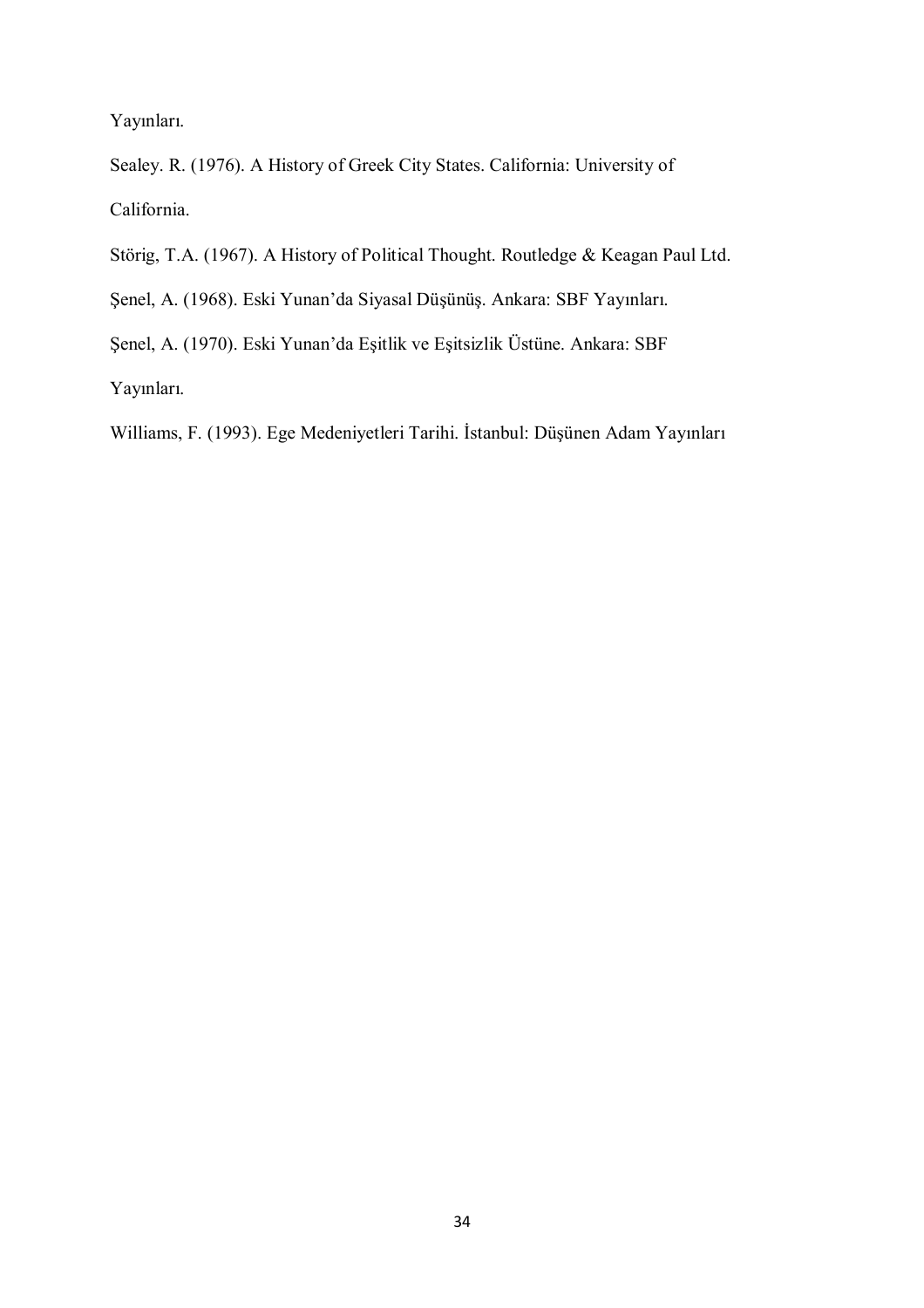Yayınları.

Sealey. R. (1976). A History of Greek City States. California: University of California.

Störig, T.A. (1967). A History of Political Thought. Routledge & Keagan Paul Ltd.

Şenel, A. (1968). Eski Yunan'da Siyasal Düşünüş. Ankara: SBF Yayınları.

Şenel, A. (1970). Eski Yunan'da Eşitlik ve Eşitsizlik Üstüne. Ankara: SBF Yayınları.

Williams, F. (1993). Ege Medeniyetleri Tarihi. İstanbul: Düşünen Adam Yayınları